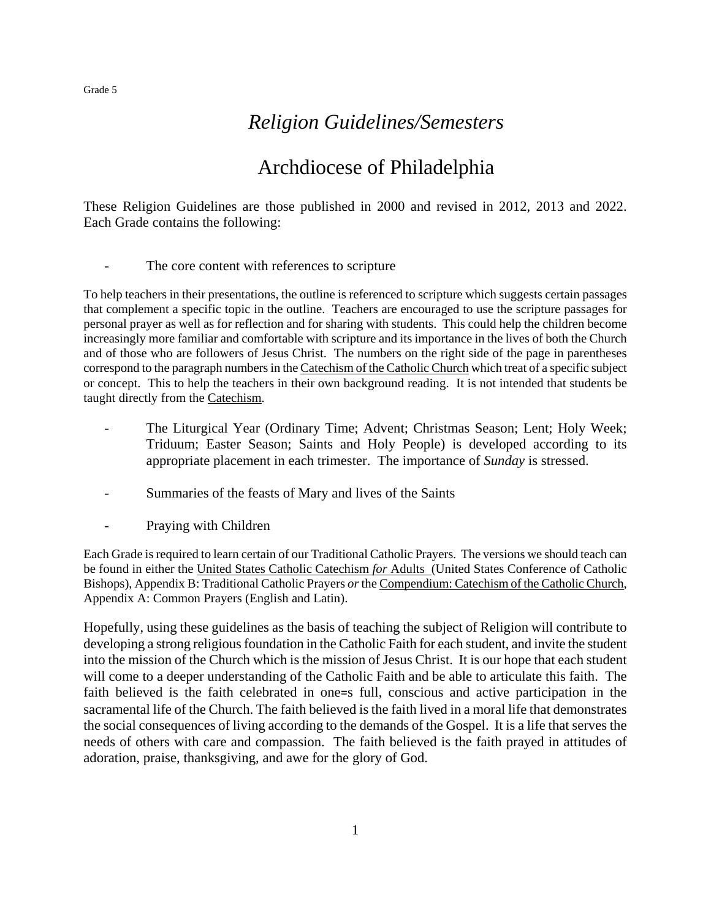Grade 5

# *Religion Guidelines/Semesters*

# Archdiocese of Philadelphia

These Religion Guidelines are those published in 2000 and revised in 2012, 2013 and 2022. Each Grade contains the following:

- The core content with references to scripture

To help teachers in their presentations, the outline is referenced to scripture which suggests certain passages that complement a specific topic in the outline. Teachers are encouraged to use the scripture passages for personal prayer as well as for reflection and for sharing with students. This could help the children become increasingly more familiar and comfortable with scripture and its importance in the lives of both the Church and of those who are followers of Jesus Christ. The numbers on the right side of the page in parentheses correspond to the paragraph numbers in the Catechism of the Catholic Church which treat of a specific subject or concept. This to help the teachers in their own background reading. It is not intended that students be taught directly from the Catechism.

- The Liturgical Year (Ordinary Time; Advent; Christmas Season; Lent; Holy Week; Triduum; Easter Season; Saints and Holy People) is developed according to its appropriate placement in each trimester. The importance of *Sunday* is stressed.

- Summaries of the feasts of Mary and lives of the Saints

- Praying with Children

Each Grade is required to learn certain of our Traditional Catholic Prayers. The versions we should teach can be found in either the United States Catholic Catechism *for* Adults (United States Conference of Catholic Bishops), Appendix B: Traditional Catholic Prayers *or* the Compendium: Catechism of the Catholic Church, Appendix A: Common Prayers (English and Latin).

Hopefully, using these guidelines as the basis of teaching the subject of Religion will contribute to developing a strong religious foundation in the Catholic Faith for each student, and invite the student into the mission of the Church which is the mission of Jesus Christ. It is our hope that each student will come to a deeper understanding of the Catholic Faith and be able to articulate this faith. The faith believed is the faith celebrated in one=s full, conscious and active participation in the sacramental life of the Church. The faith believed is the faith lived in a moral life that demonstrates the social consequences of living according to the demands of the Gospel. It is a life that serves the needs of others with care and compassion. The faith believed is the faith prayed in attitudes of adoration, praise, thanksgiving, and awe for the glory of God.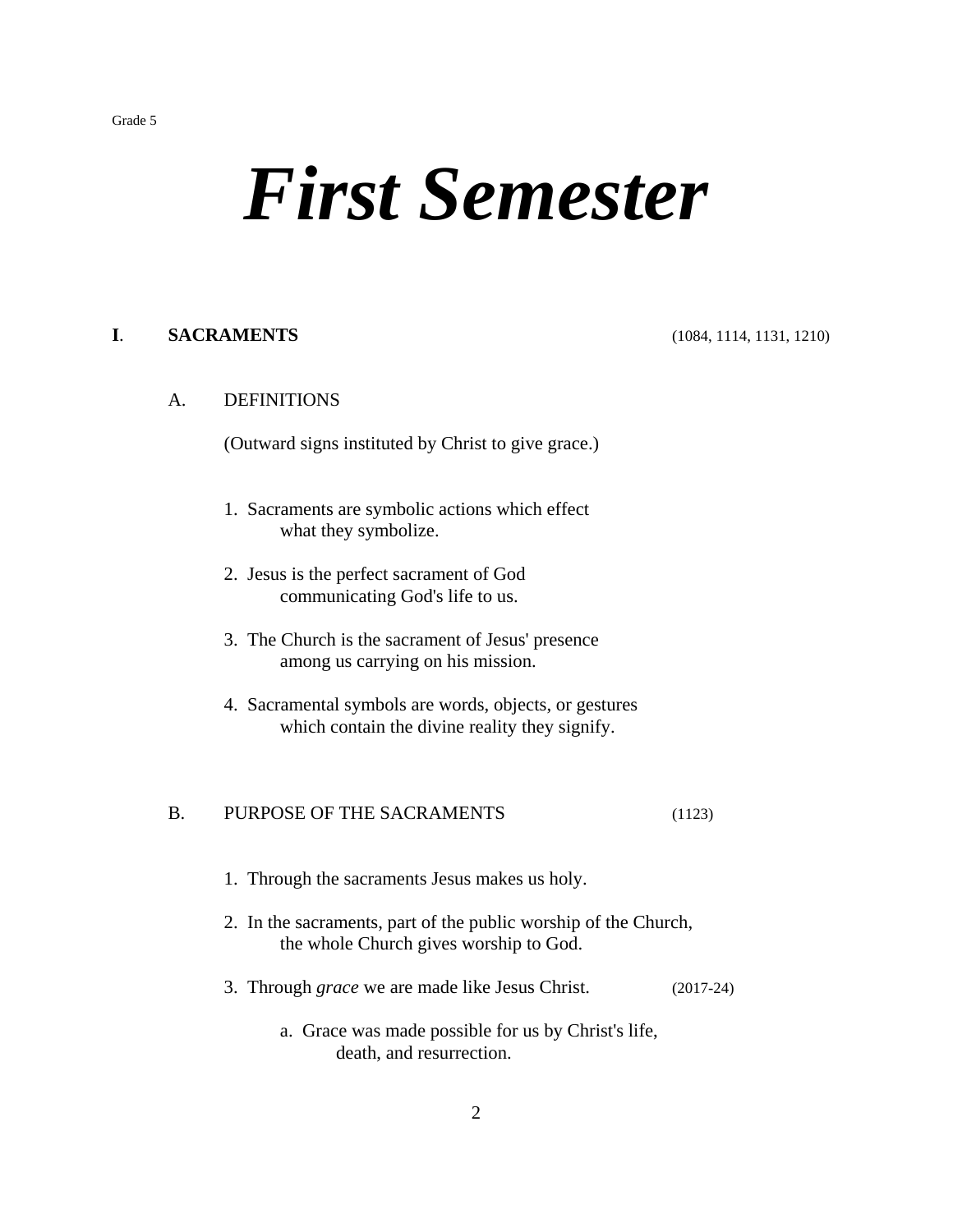Grade 5

# *First Semester*

## **I. SACRAMENTS** (1084, 1114, 1131, 1210)

### A. DEFINITIONS

(Outward signs instituted by Christ to give grace.)

1. Sacraments are symbolic actions which effect what they symbolize.

2. Jesus is the perfect sacrament of God communicating God's life to us.

3. The Church is the sacrament of Jesus' presence among us carrying on his mission.

4. Sacramental symbols are words, objects, or gestures which contain the divine reality they signify.

### B. PURPOSE OF THE SACRAMENTS (1123)

1. Through the sacraments Jesus makes us holy.

2. In the sacraments, part of the public worship of the Church, the whole Church gives worship to God.

3. Through *grace* we are made like Jesus Christ. (2017-24)

    a. Grace was made possible for us by Christ's life, death, and resurrection.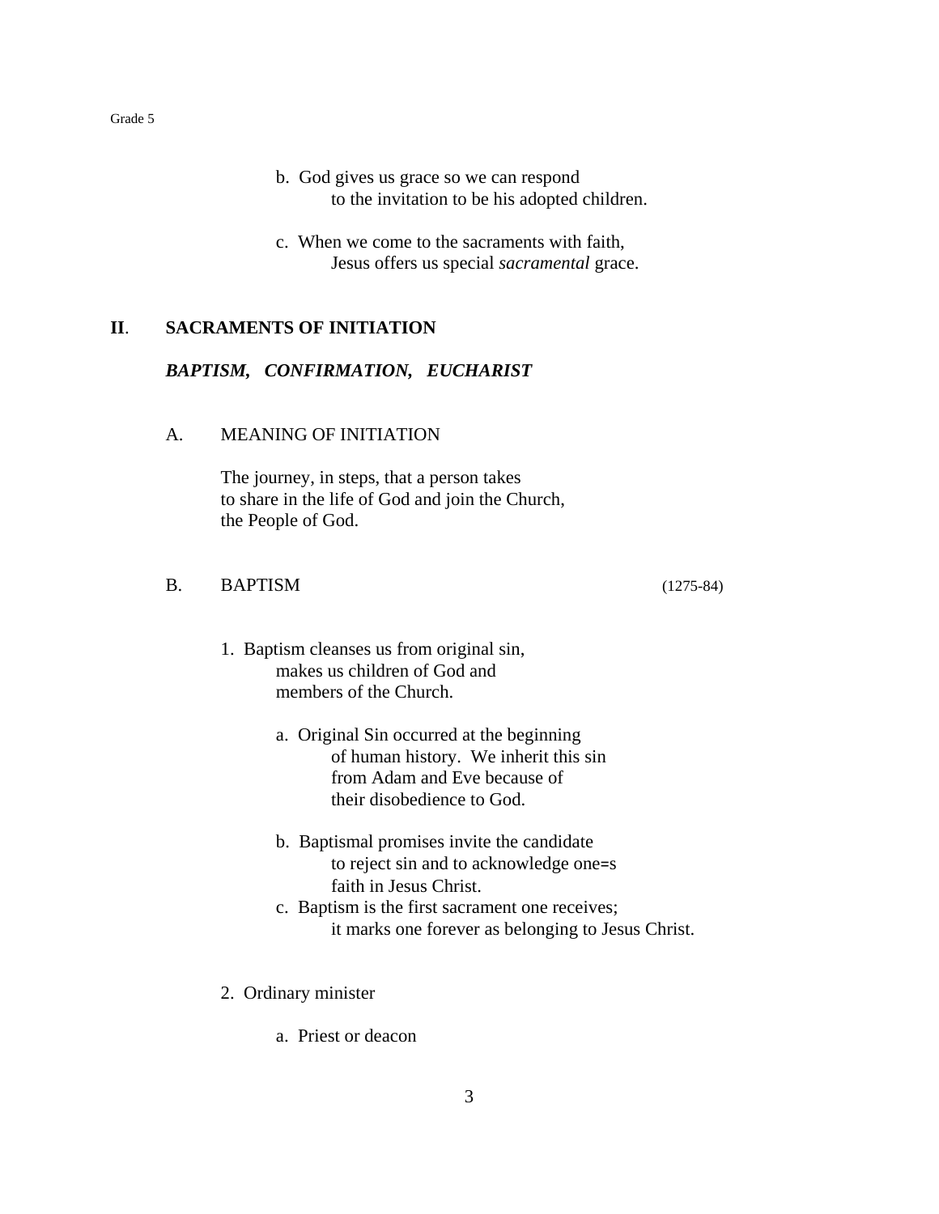b. God gives us grace so we can respond to the invitation to be his adopted children.

c. When we come to the sacraments with faith, Jesus offers us special *sacramental* grace.

## **II**. **SACRAMENTS OF INITIATION**

***BAPTISM, CONFIRMATION, EUCHARIST***

### A. MEANING OF INITIATION

The journey, in steps, that a person takes to share in the life of God and join the Church, the People of God.

### B. BAPTISM (1275-84)

1. Baptism cleanses us from original sin, makes us children of God and members of the Church.

   a. Original Sin occurred at the beginning of human history. We inherit this sin from Adam and Eve because of their disobedience to God.

   b. Baptismal promises invite the candidate to reject sin and to acknowledge one=s faith in Jesus Christ.

   c. Baptism is the first sacrament one receives; it marks one forever as belonging to Jesus Christ.

2. Ordinary minister

   a. Priest or deacon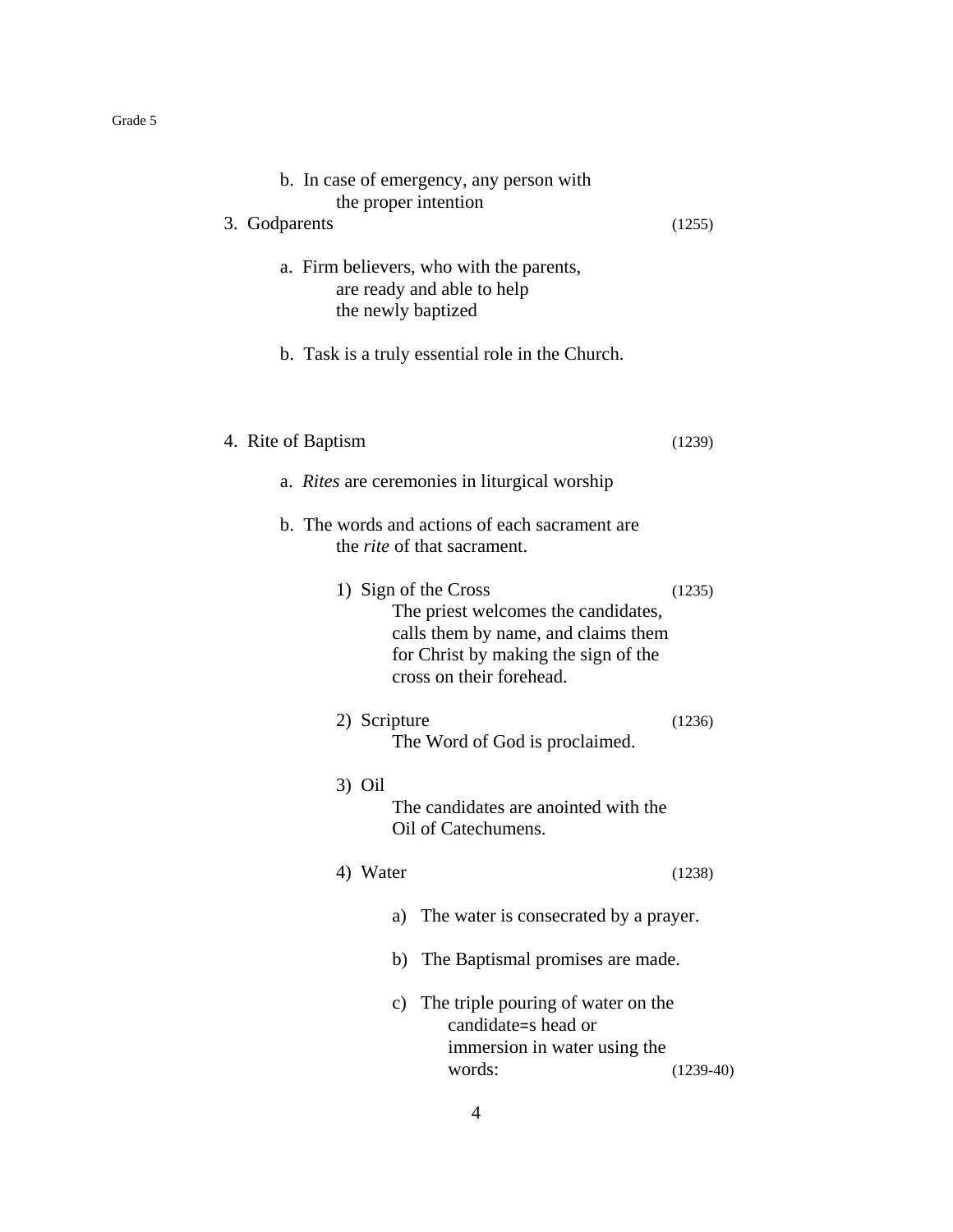b. In case of emergency, any person with the proper intention

3. Godparents (1255)

   a. Firm believers, who with the parents, are ready and able to help the newly baptized

   b. Task is a truly essential role in the Church.

4. Rite of Baptism (1239)

   a. *Rites* are ceremonies in liturgical worship

   b. The words and actions of each sacrament are the *rite* of that sacrament.

      1) Sign of the Cross (1235)
         The priest welcomes the candidates, calls them by name, and claims them for Christ by making the sign of the cross on their forehead.

      2) Scripture (1236)
         The Word of God is proclaimed.

      3) Oil
         The candidates are anointed with the Oil of Catechumens.

      4) Water (1238)

         a) The water is consecrated by a prayer.

         b) The Baptismal promises are made.

         c) The triple pouring of water on the candidate=s head or immersion in water using the words: (1239-40)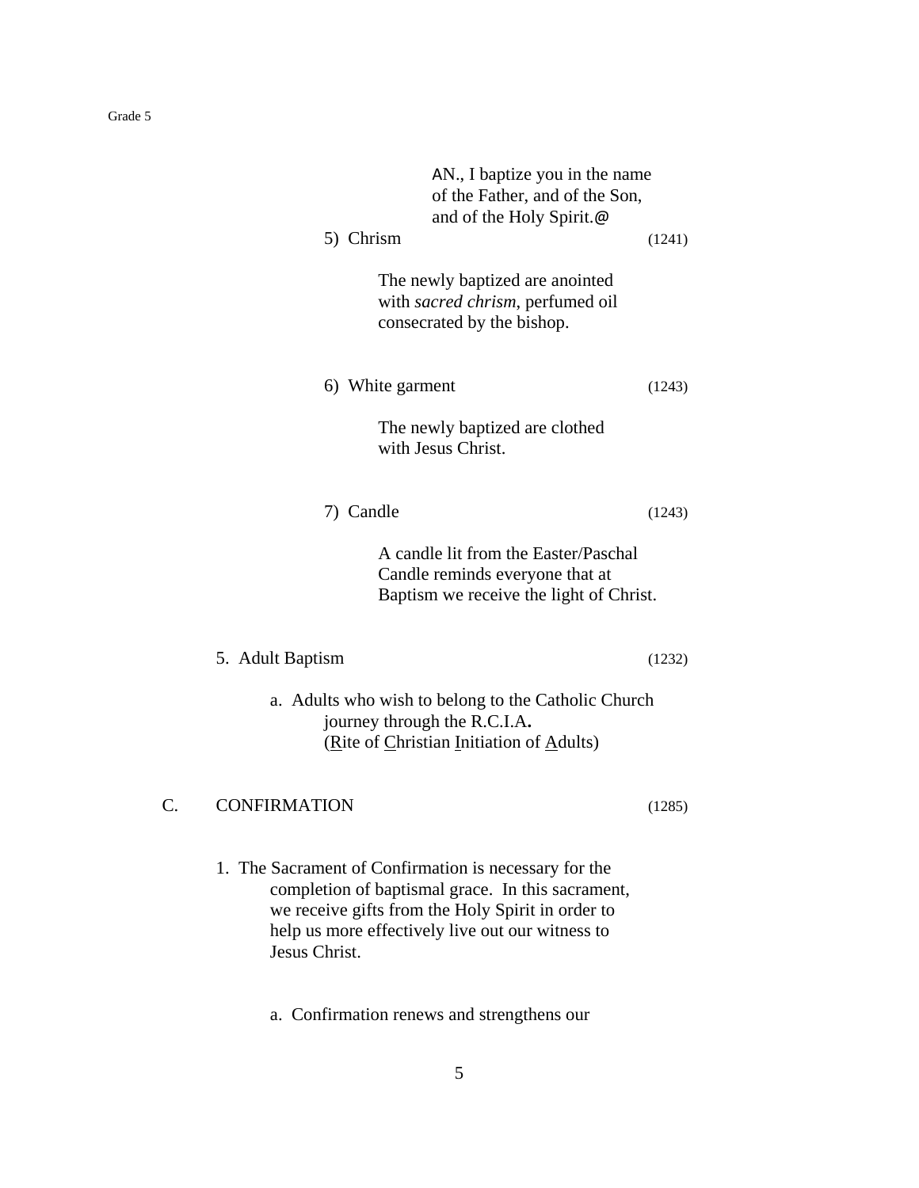AN., I baptize you in the name of the Father, and of the Son, and of the Holy Spirit.@

5) Chrism (1241)

The newly baptized are anointed with *sacred chrism*, perfumed oil consecrated by the bishop.

6) White garment (1243)

The newly baptized are clothed with Jesus Christ.

7) Candle (1243)

A candle lit from the Easter/Paschal Candle reminds everyone that at Baptism we receive the light of Christ.

5. Adult Baptism (1232)

a. Adults who wish to belong to the Catholic Church journey through the R.C.I.A**.** (<u>R</u>ite of <u>C</u>hristian <u>I</u>nitiation of <u>A</u>dults)

C. CONFIRMATION (1285)

1. The Sacrament of Confirmation is necessary for the completion of baptismal grace. In this sacrament, we receive gifts from the Holy Spirit in order to help us more effectively live out our witness to Jesus Christ.

a. Confirmation renews and strengthens our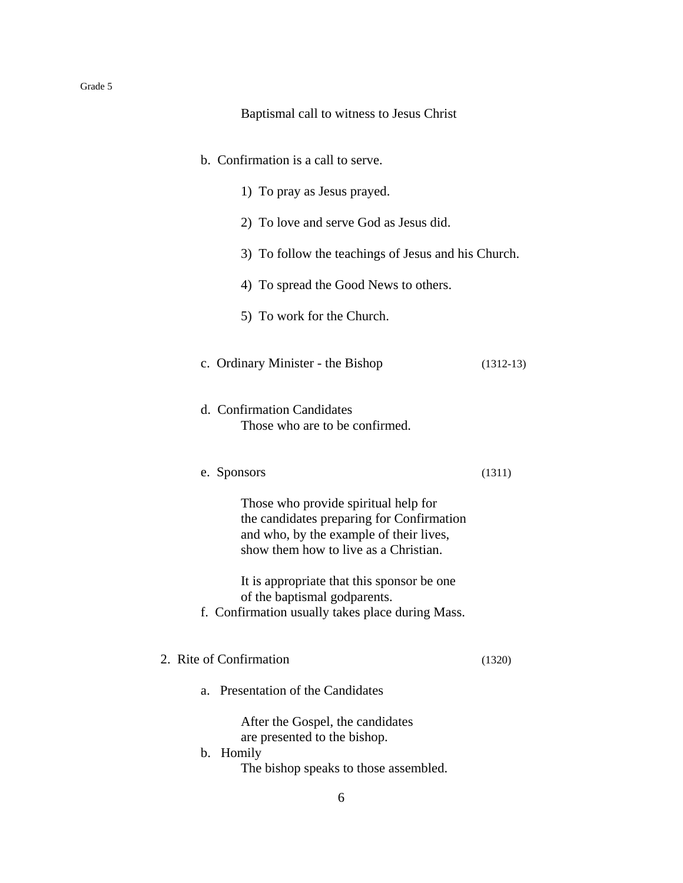Baptismal call to witness to Jesus Christ

b. Confirmation is a call to serve.

1) To pray as Jesus prayed.

2) To love and serve God as Jesus did.

3) To follow the teachings of Jesus and his Church.

4) To spread the Good News to others.

5) To work for the Church.

c. Ordinary Minister - the Bishop (1312-13)

d. Confirmation Candidates

Those who are to be confirmed.

e. Sponsors (1311)

Those who provide spiritual help for the candidates preparing for Confirmation and who, by the example of their lives, show them how to live as a Christian.

It is appropriate that this sponsor be one of the baptismal godparents.

f. Confirmation usually takes place during Mass.

2. Rite of Confirmation (1320)

a. Presentation of the Candidates

After the Gospel, the candidates are presented to the bishop.

b. Homily

The bishop speaks to those assembled.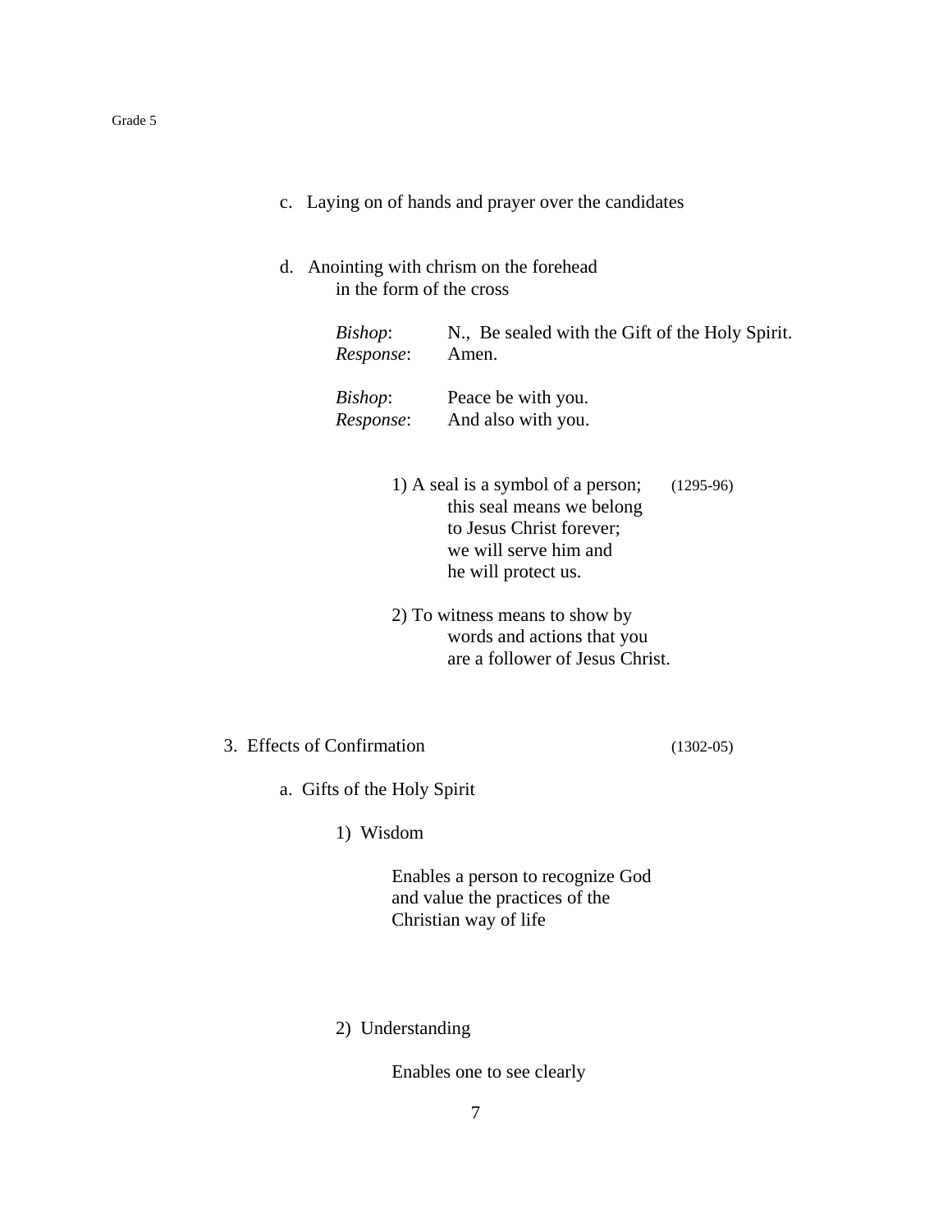c. Laying on of hands and prayer over the candidates

d. Anointing with chrism on the forehead in the form of the cross

| | |
|---|---|
| *Bishop*: | N., Be sealed with the Gift of the Holy Spirit. |
| *Response*: | Amen. |
| *Bishop*: | Peace be with you. |
| *Response*: | And also with you. |

1) A seal is a symbol of a person; this seal means we belong to Jesus Christ forever; we will serve him and he will protect us. (1295-96)

2) To witness means to show by words and actions that you are a follower of Jesus Christ.

3. Effects of Confirmation (1302-05)

a. Gifts of the Holy Spirit

1) Wisdom

Enables a person to recognize God and value the practices of the Christian way of life

2) Understanding

Enables one to see clearly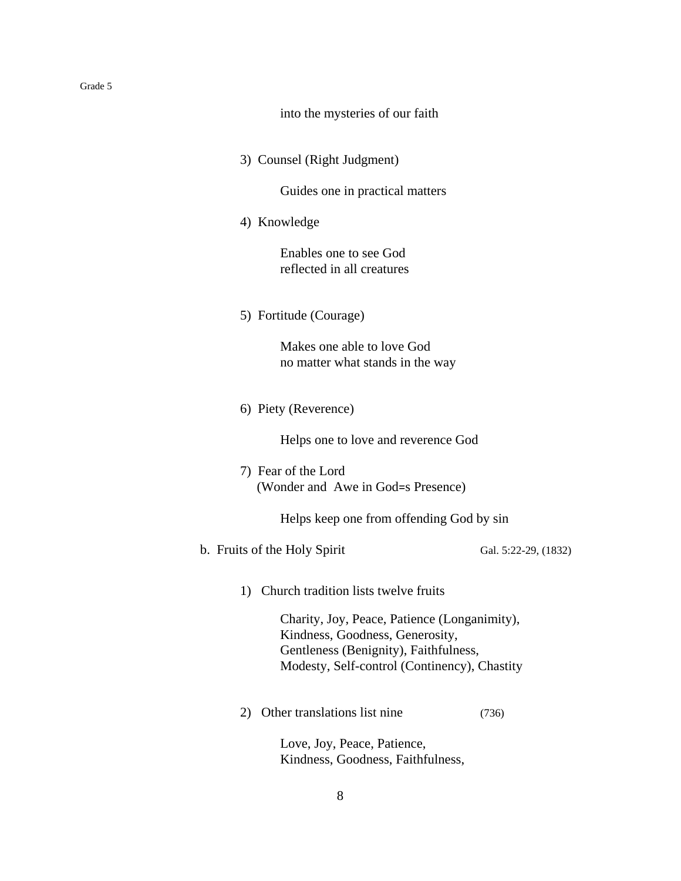into the mysteries of our faith

3) Counsel (Right Judgment)

Guides one in practical matters

4) Knowledge

Enables one to see God
reflected in all creatures

5) Fortitude (Courage)

Makes one able to love God
no matter what stands in the way

6) Piety (Reverence)

Helps one to love and reverence God

7) Fear of the Lord
(Wonder and Awe in God=s Presence)

Helps keep one from offending God by sin

b. Fruits of the Holy Spirit — Gal. 5:22-29, (1832)

1) Church tradition lists twelve fruits

Charity, Joy, Peace, Patience (Longanimity),
Kindness, Goodness, Generosity,
Gentleness (Benignity), Faithfulness,
Modesty, Self-control (Continency), Chastity

2) Other translations list nine — (736)

Love, Joy, Peace, Patience,
Kindness, Goodness, Faithfulness,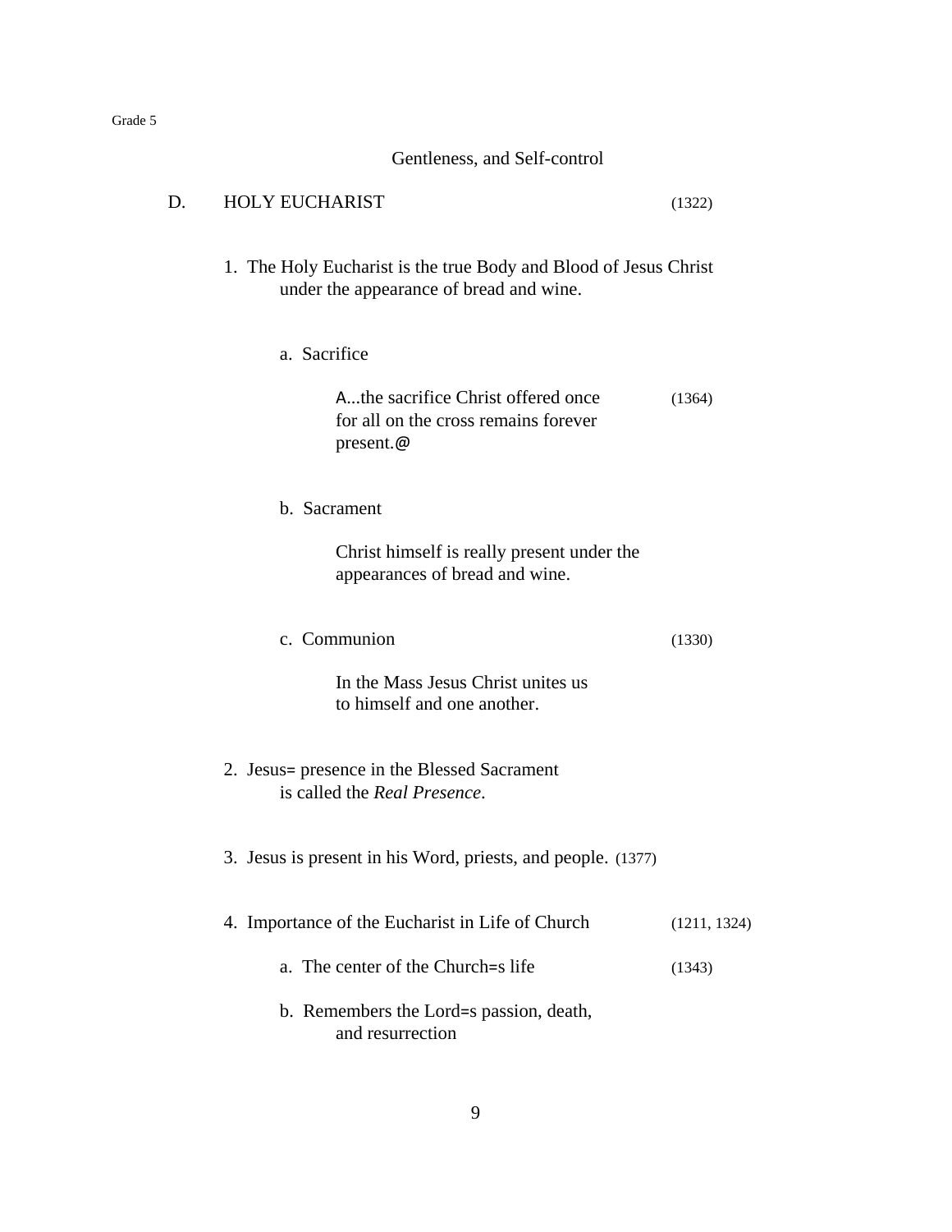Gentleness, and Self-control

## D. HOLY EUCHARIST (1322)

1. The Holy Eucharist is the true Body and Blood of Jesus Christ under the appearance of bread and wine.

   a. Sacrifice

      A...the sacrifice Christ offered once for all on the cross remains forever present.@ (1364)

   b. Sacrament

      Christ himself is really present under the appearances of bread and wine.

   c. Communion (1330)

      In the Mass Jesus Christ unites us to himself and one another.

2. Jesus= presence in the Blessed Sacrament is called the *Real Presence*.

3. Jesus is present in his Word, priests, and people. (1377)

4. Importance of the Eucharist in Life of Church (1211, 1324)

   a. The center of the Church=s life (1343)

   b. Remembers the Lord=s passion, death, and resurrection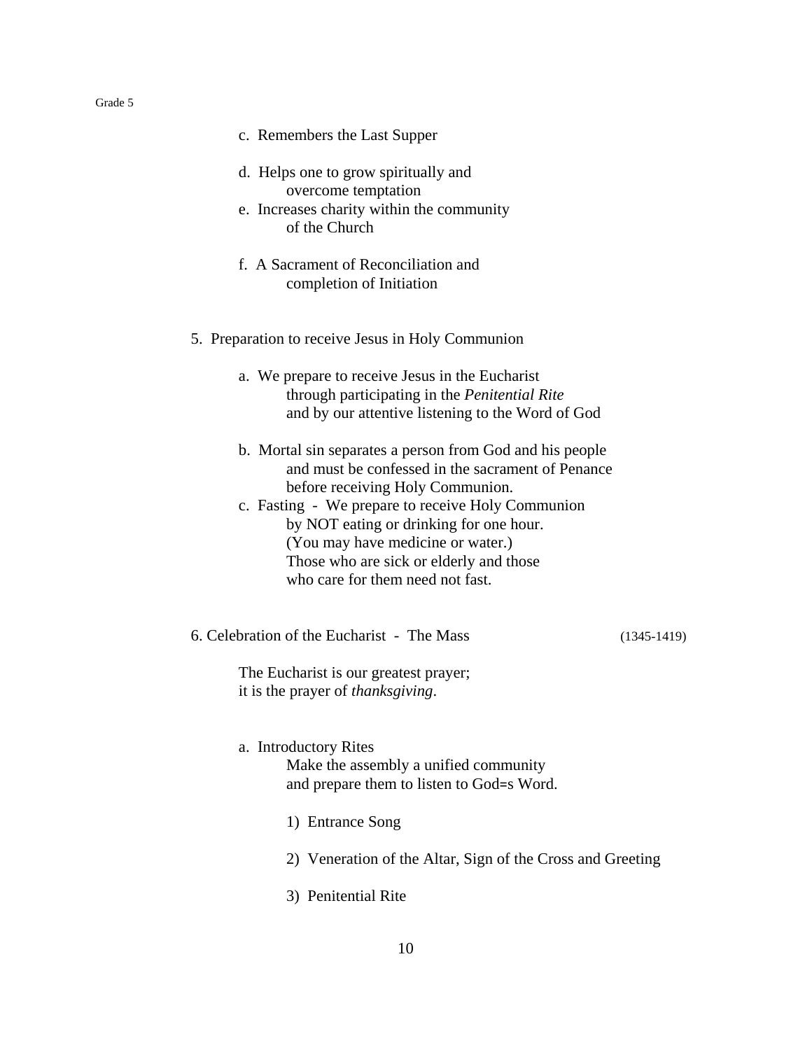c. Remembers the Last Supper

d. Helps one to grow spiritually and overcome temptation

e. Increases charity within the community of the Church

f. A Sacrament of Reconciliation and completion of Initiation

5. Preparation to receive Jesus in Holy Communion

   a. We prepare to receive Jesus in the Eucharist through participating in the *Penitential Rite* and by our attentive listening to the Word of God

   b. Mortal sin separates a person from God and his people and must be confessed in the sacrament of Penance before receiving Holy Communion.

   c. Fasting - We prepare to receive Holy Communion by NOT eating or drinking for one hour. (You may have medicine or water.) Those who are sick or elderly and those who care for them need not fast.

6. Celebration of the Eucharist - The Mass (1345-1419)

   The Eucharist is our greatest prayer; it is the prayer of *thanksgiving*.

   a. Introductory Rites
      Make the assembly a unified community and prepare them to listen to God=s Word.

      1) Entrance Song

      2) Veneration of the Altar, Sign of the Cross and Greeting

      3) Penitential Rite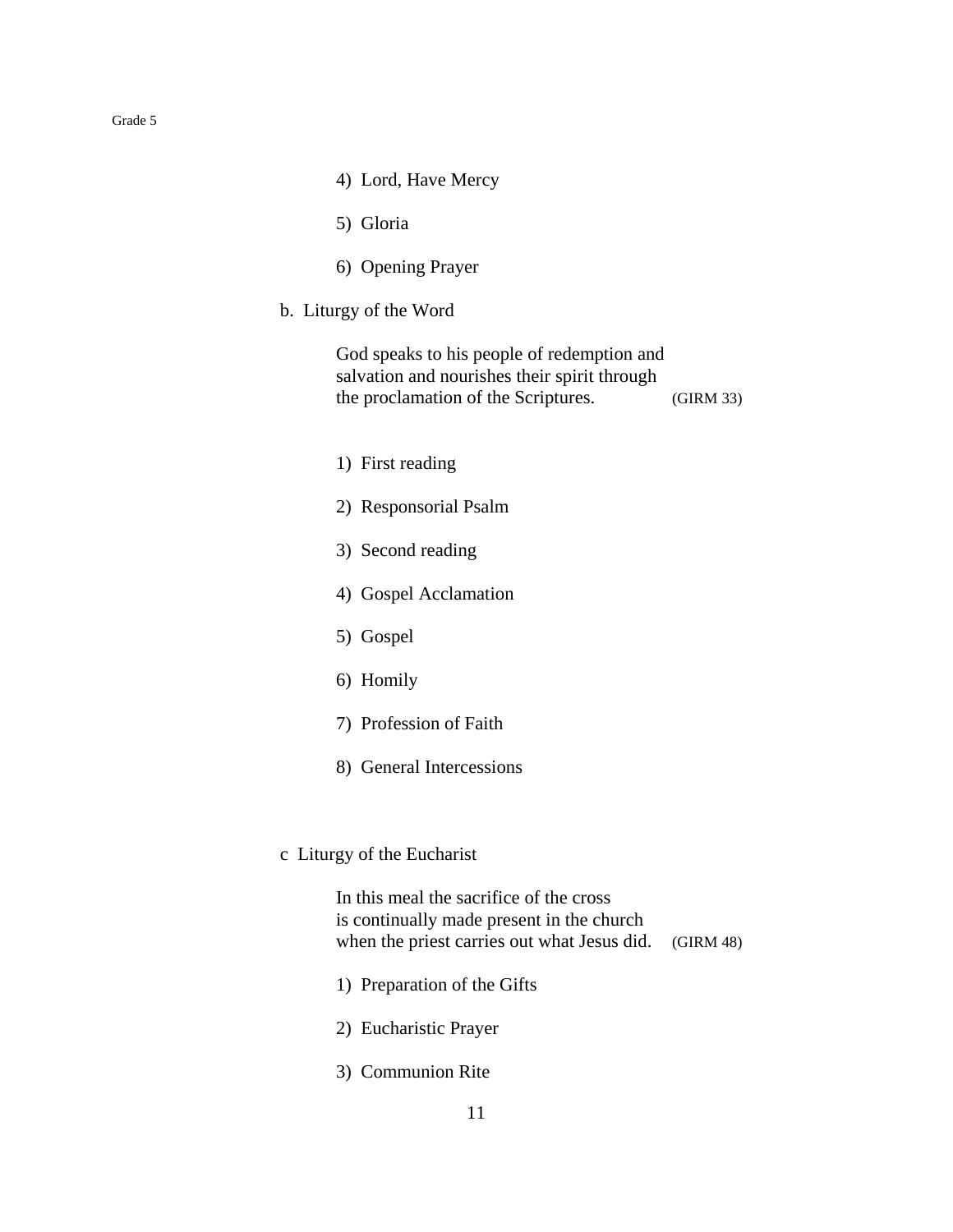4) Lord, Have Mercy

5) Gloria

6) Opening Prayer

b. Liturgy of the Word

God speaks to his people of redemption and salvation and nourishes their spirit through the proclamation of the Scriptures. (GIRM 33)

1) First reading

2) Responsorial Psalm

3) Second reading

4) Gospel Acclamation

5) Gospel

6) Homily

7) Profession of Faith

8) General Intercessions

c Liturgy of the Eucharist

In this meal the sacrifice of the cross is continually made present in the church when the priest carries out what Jesus did. (GIRM 48)

1) Preparation of the Gifts

2) Eucharistic Prayer

3) Communion Rite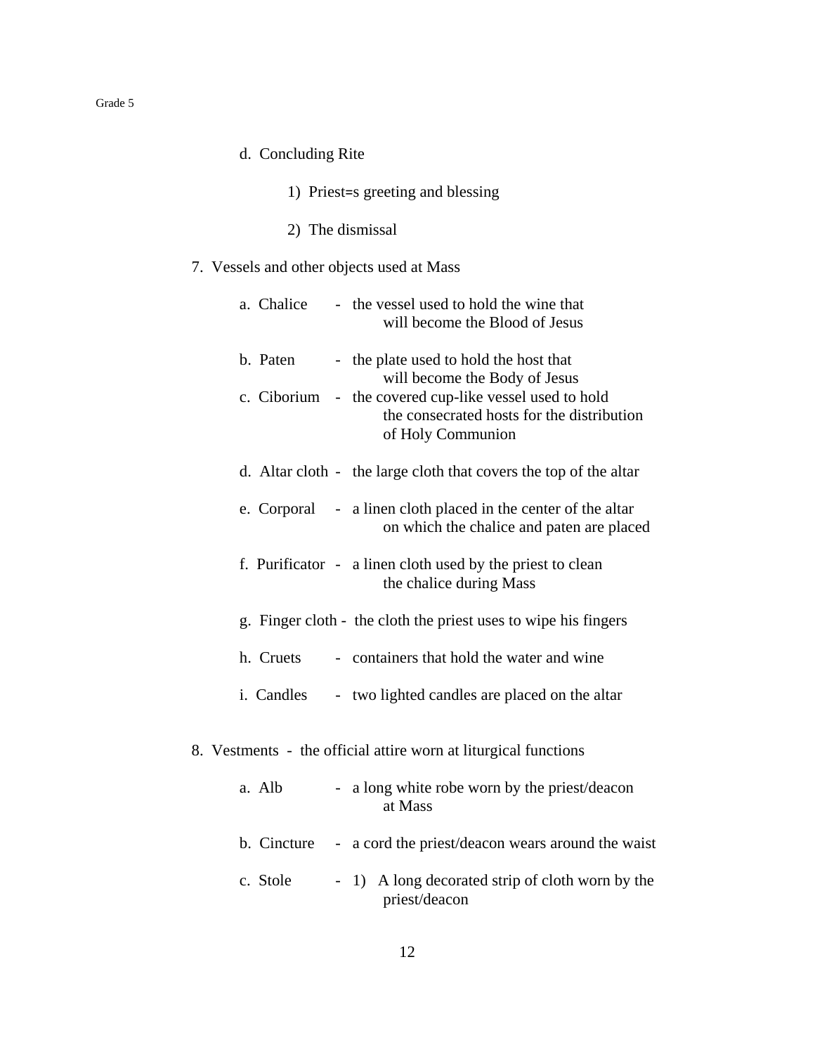d. Concluding Rite

1) Priest=s greeting and blessing

2) The dismissal

7. Vessels and other objects used at Mass

a. Chalice - the vessel used to hold the wine that will become the Blood of Jesus

b. Paten - the plate used to hold the host that will become the Body of Jesus

c. Ciborium - the covered cup-like vessel used to hold the consecrated hosts for the distribution of Holy Communion

d. Altar cloth - the large cloth that covers the top of the altar

e. Corporal - a linen cloth placed in the center of the altar on which the chalice and paten are placed

f. Purificator - a linen cloth used by the priest to clean the chalice during Mass

g. Finger cloth - the cloth the priest uses to wipe his fingers

h. Cruets - containers that hold the water and wine

i. Candles - two lighted candles are placed on the altar

8. Vestments - the official attire worn at liturgical functions

a. Alb - a long white robe worn by the priest/deacon at Mass

b. Cincture - a cord the priest/deacon wears around the waist

c. Stole - 1) A long decorated strip of cloth worn by the priest/deacon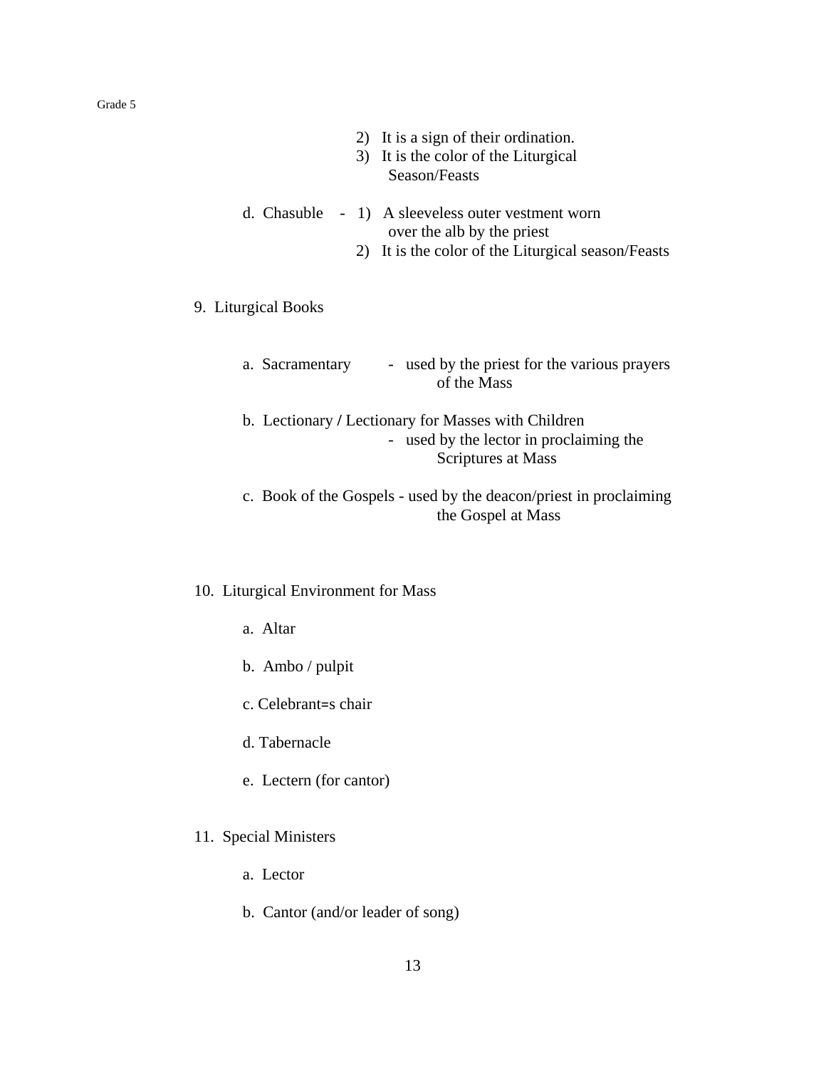2) It is a sign of their ordination.
3) It is the color of the Liturgical Season/Feasts

d. Chasuble - 1) A sleeveless outer vestment worn over the alb by the priest
2) It is the color of the Liturgical season/Feasts

9. Liturgical Books

a. Sacramentary - used by the priest for the various prayers of the Mass

b. Lectionary / Lectionary for Masses with Children
- used by the lector in proclaiming the Scriptures at Mass

c. Book of the Gospels - used by the deacon/priest in proclaiming the Gospel at Mass

10. Liturgical Environment for Mass

a. Altar

b. Ambo / pulpit

c. Celebrant=s chair

d. Tabernacle

e. Lectern (for cantor)

11. Special Ministers

a. Lector

b. Cantor (and/or leader of song)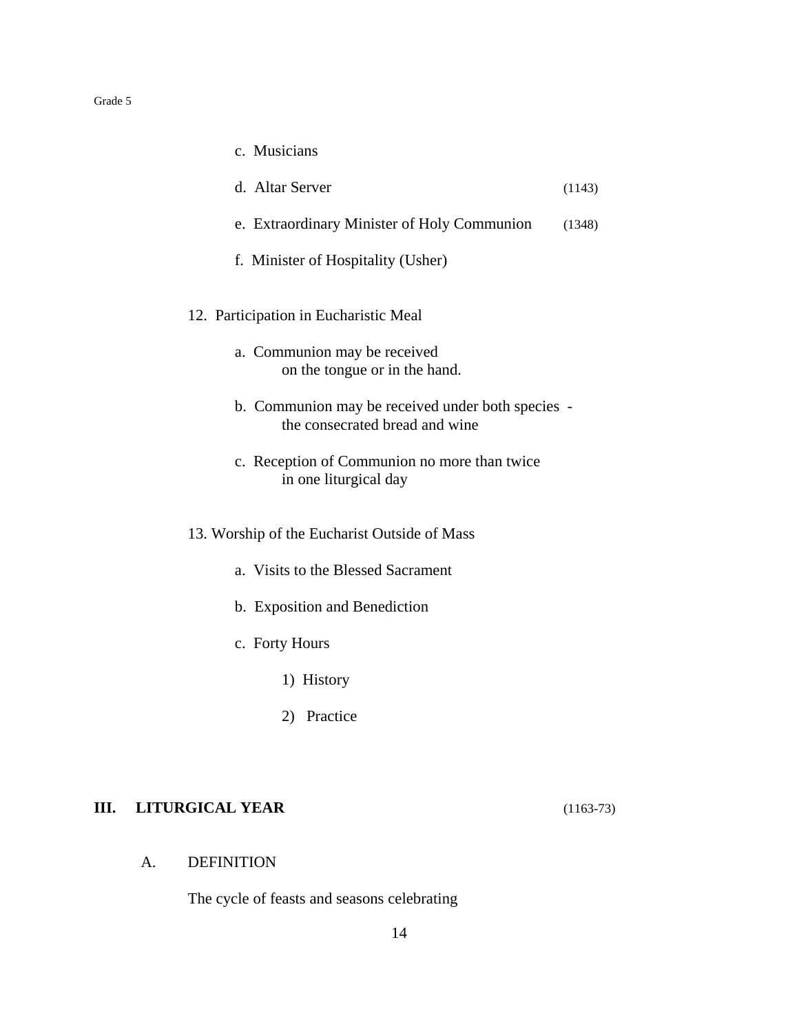c. Musicians

d. Altar Server (1143)

e. Extraordinary Minister of Holy Communion (1348)

f. Minister of Hospitality (Usher)

12. Participation in Eucharistic Meal

    a. Communion may be received on the tongue or in the hand.

    b. Communion may be received under both species - the consecrated bread and wine

    c. Reception of Communion no more than twice in one liturgical day

13. Worship of the Eucharist Outside of Mass

    a. Visits to the Blessed Sacrament

    b. Exposition and Benediction

    c. Forty Hours

        1) History

        2) Practice

## III. LITURGICAL YEAR (1163-73)

### A. DEFINITION

The cycle of feasts and seasons celebrating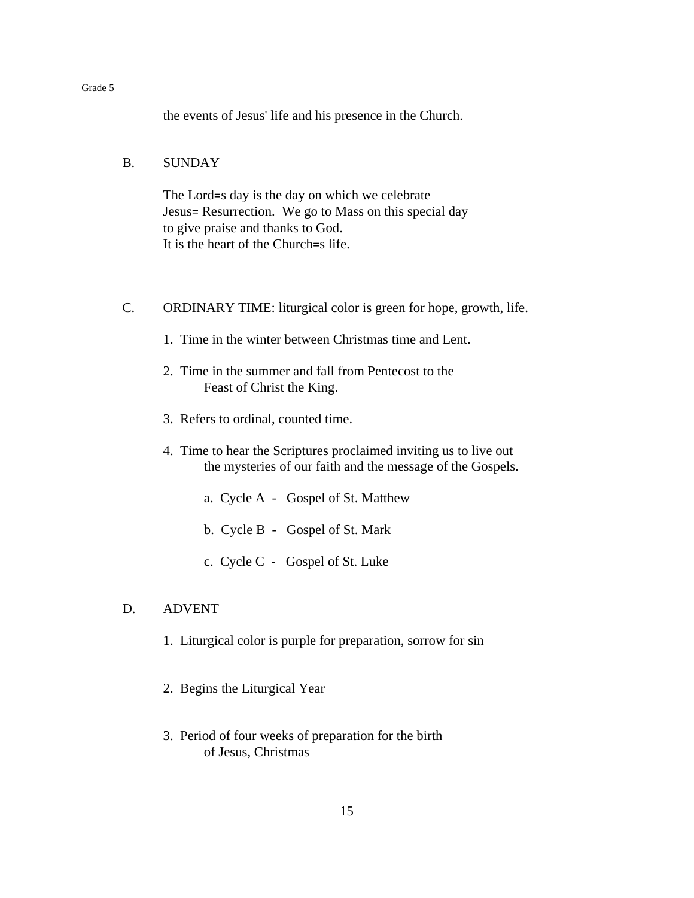the events of Jesus' life and his presence in the Church.

B. SUNDAY

The Lord=s day is the day on which we celebrate Jesus= Resurrection. We go to Mass on this special day to give praise and thanks to God. It is the heart of the Church=s life.

C. ORDINARY TIME: liturgical color is green for hope, growth, life.

1. Time in the winter between Christmas time and Lent.

2. Time in the summer and fall from Pentecost to the Feast of Christ the King.

3. Refers to ordinal, counted time.

4. Time to hear the Scriptures proclaimed inviting us to live out the mysteries of our faith and the message of the Gospels.

   a. Cycle A - Gospel of St. Matthew

   b. Cycle B - Gospel of St. Mark

   c. Cycle C - Gospel of St. Luke

D. ADVENT

1. Liturgical color is purple for preparation, sorrow for sin

2. Begins the Liturgical Year

3. Period of four weeks of preparation for the birth of Jesus, Christmas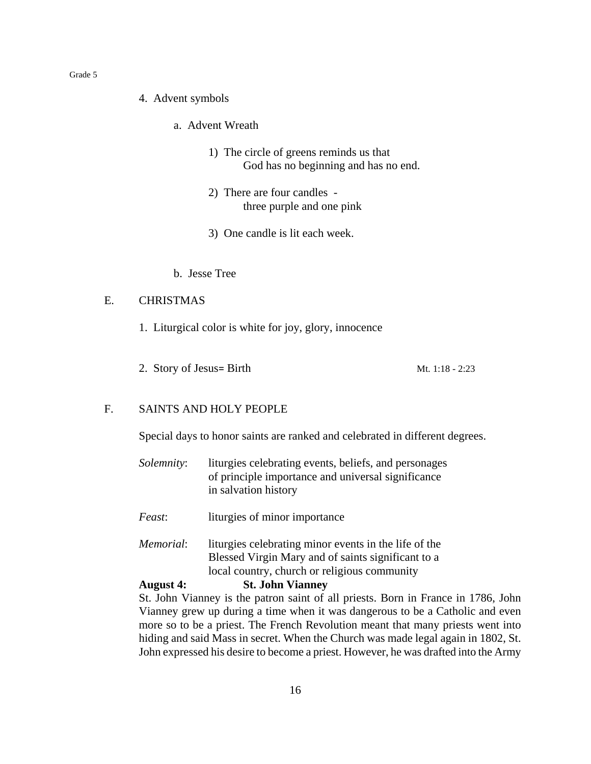4. Advent symbols

   a. Advent Wreath

      1) The circle of greens reminds us that God has no beginning and has no end.

      2) There are four candles - three purple and one pink

      3) One candle is lit each week.

   b. Jesse Tree

E. CHRISTMAS

1. Liturgical color is white for joy, glory, innocence

2. Story of Jesus= Birth — Mt. 1:18 - 2:23

F. SAINTS AND HOLY PEOPLE

Special days to honor saints are ranked and celebrated in different degrees.

*Solemnity*: liturgies celebrating events, beliefs, and personages of principle importance and universal significance in salvation history

*Feast*: liturgies of minor importance

*Memorial*: liturgies celebrating minor events in the life of the Blessed Virgin Mary and of saints significant to a local country, church or religious community

**August 4: St. John Vianney**

St. John Vianney is the patron saint of all priests. Born in France in 1786, John Vianney grew up during a time when it was dangerous to be a Catholic and even more so to be a priest. The French Revolution meant that many priests went into hiding and said Mass in secret. When the Church was made legal again in 1802, St. John expressed his desire to become a priest. However, he was drafted into the Army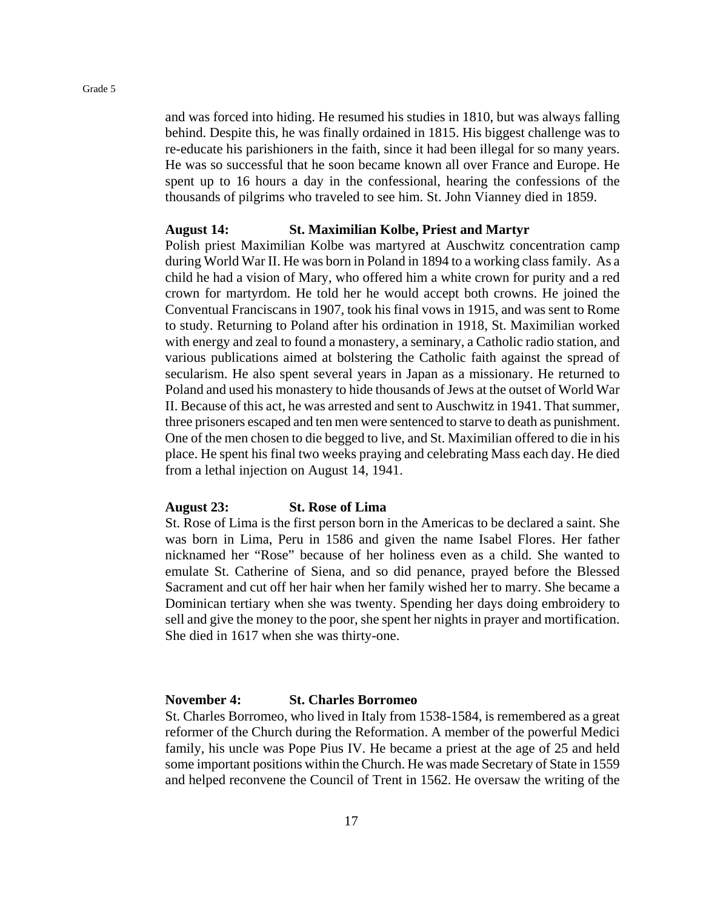and was forced into hiding. He resumed his studies in 1810, but was always falling behind. Despite this, he was finally ordained in 1815. His biggest challenge was to re-educate his parishioners in the faith, since it had been illegal for so many years. He was so successful that he soon became known all over France and Europe. He spent up to 16 hours a day in the confessional, hearing the confessions of the thousands of pilgrims who traveled to see him. St. John Vianney died in 1859.

**August 14: St. Maximilian Kolbe, Priest and Martyr**

Polish priest Maximilian Kolbe was martyred at Auschwitz concentration camp during World War II. He was born in Poland in 1894 to a working class family. As a child he had a vision of Mary, who offered him a white crown for purity and a red crown for martyrdom. He told her he would accept both crowns. He joined the Conventual Franciscans in 1907, took his final vows in 1915, and was sent to Rome to study. Returning to Poland after his ordination in 1918, St. Maximilian worked with energy and zeal to found a monastery, a seminary, a Catholic radio station, and various publications aimed at bolstering the Catholic faith against the spread of secularism. He also spent several years in Japan as a missionary. He returned to Poland and used his monastery to hide thousands of Jews at the outset of World War II. Because of this act, he was arrested and sent to Auschwitz in 1941. That summer, three prisoners escaped and ten men were sentenced to starve to death as punishment. One of the men chosen to die begged to live, and St. Maximilian offered to die in his place. He spent his final two weeks praying and celebrating Mass each day. He died from a lethal injection on August 14, 1941.

**August 23: St. Rose of Lima**

St. Rose of Lima is the first person born in the Americas to be declared a saint. She was born in Lima, Peru in 1586 and given the name Isabel Flores. Her father nicknamed her "Rose" because of her holiness even as a child. She wanted to emulate St. Catherine of Siena, and so did penance, prayed before the Blessed Sacrament and cut off her hair when her family wished her to marry. She became a Dominican tertiary when she was twenty. Spending her days doing embroidery to sell and give the money to the poor, she spent her nights in prayer and mortification. She died in 1617 when she was thirty-one.

**November 4: St. Charles Borromeo**

St. Charles Borromeo, who lived in Italy from 1538-1584, is remembered as a great reformer of the Church during the Reformation. A member of the powerful Medici family, his uncle was Pope Pius IV. He became a priest at the age of 25 and held some important positions within the Church. He was made Secretary of State in 1559 and helped reconvene the Council of Trent in 1562. He oversaw the writing of the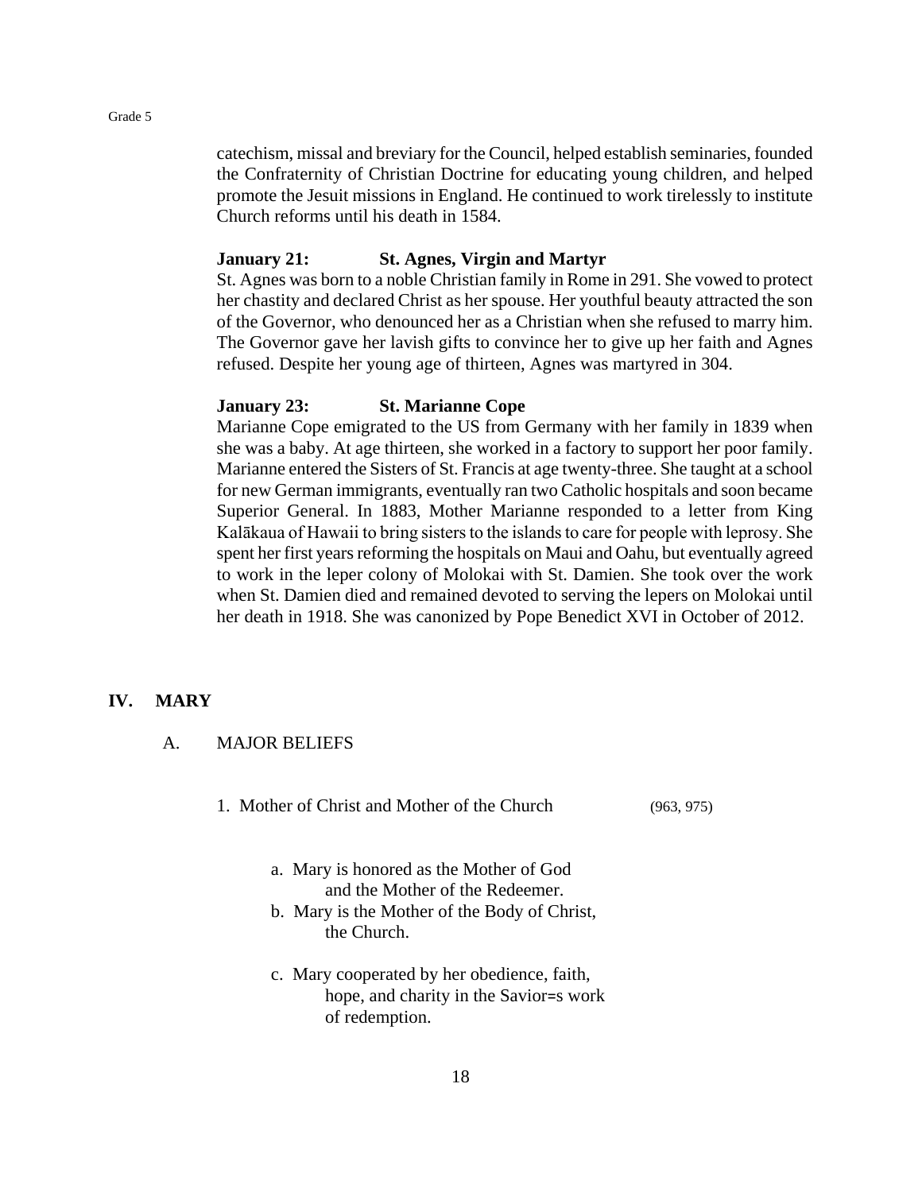catechism, missal and breviary for the Council, helped establish seminaries, founded the Confraternity of Christian Doctrine for educating young children, and helped promote the Jesuit missions in England. He continued to work tirelessly to institute Church reforms until his death in 1584.

**January 21: St. Agnes, Virgin and Martyr**

St. Agnes was born to a noble Christian family in Rome in 291. She vowed to protect her chastity and declared Christ as her spouse. Her youthful beauty attracted the son of the Governor, who denounced her as a Christian when she refused to marry him. The Governor gave her lavish gifts to convince her to give up her faith and Agnes refused. Despite her young age of thirteen, Agnes was martyred in 304.

**January 23: St. Marianne Cope**

Marianne Cope emigrated to the US from Germany with her family in 1839 when she was a baby. At age thirteen, she worked in a factory to support her poor family. Marianne entered the Sisters of St. Francis at age twenty-three. She taught at a school for new German immigrants, eventually ran two Catholic hospitals and soon became Superior General. In 1883, Mother Marianne responded to a letter from King Kalākaua of Hawaii to bring sisters to the islands to care for people with leprosy. She spent her first years reforming the hospitals on Maui and Oahu, but eventually agreed to work in the leper colony of Molokai with St. Damien. She took over the work when St. Damien died and remained devoted to serving the lepers on Molokai until her death in 1918. She was canonized by Pope Benedict XVI in October of 2012.

## IV. MARY

### A. MAJOR BELIEFS

1. Mother of Christ and Mother of the Church (963, 975)

   a. Mary is honored as the Mother of God and the Mother of the Redeemer.
   
   b. Mary is the Mother of the Body of Christ, the Church.

   c. Mary cooperated by her obedience, faith, hope, and charity in the Savior=s work of redemption.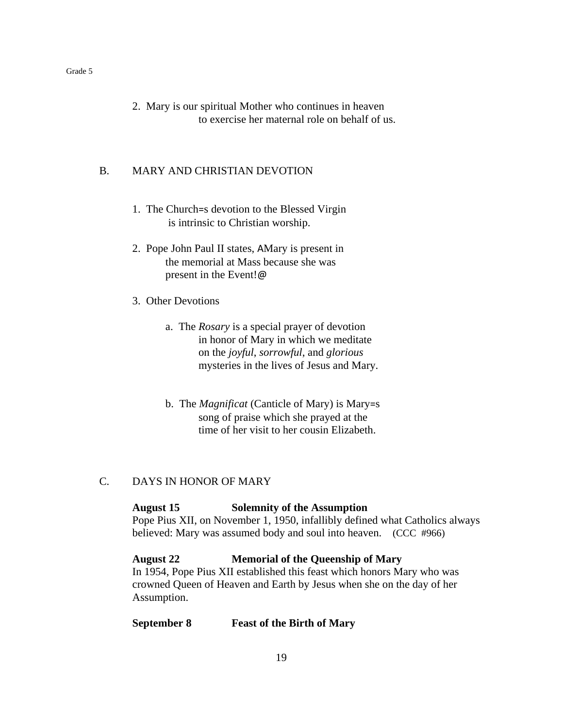2. Mary is our spiritual Mother who continues in heaven to exercise her maternal role on behalf of us.

B. MARY AND CHRISTIAN DEVOTION

1. The Church=s devotion to the Blessed Virgin is intrinsic to Christian worship.

2. Pope John Paul II states, AMary is present in the memorial at Mass because she was present in the Event!@

3. Other Devotions

   a. The *Rosary* is a special prayer of devotion in honor of Mary in which we meditate on the *joyful*, *sorrowful*, and *glorious* mysteries in the lives of Jesus and Mary.

   b. The *Magnificat* (Canticle of Mary) is Mary=s song of praise which she prayed at the time of her visit to her cousin Elizabeth.

C. DAYS IN HONOR OF MARY

**August 15 Solemnity of the Assumption**
Pope Pius XII, on November 1, 1950, infallibly defined what Catholics always believed: Mary was assumed body and soul into heaven. (CCC #966)

**August 22 Memorial of the Queenship of Mary**
In 1954, Pope Pius XII established this feast which honors Mary who was crowned Queen of Heaven and Earth by Jesus when she on the day of her Assumption.

**September 8 Feast of the Birth of Mary**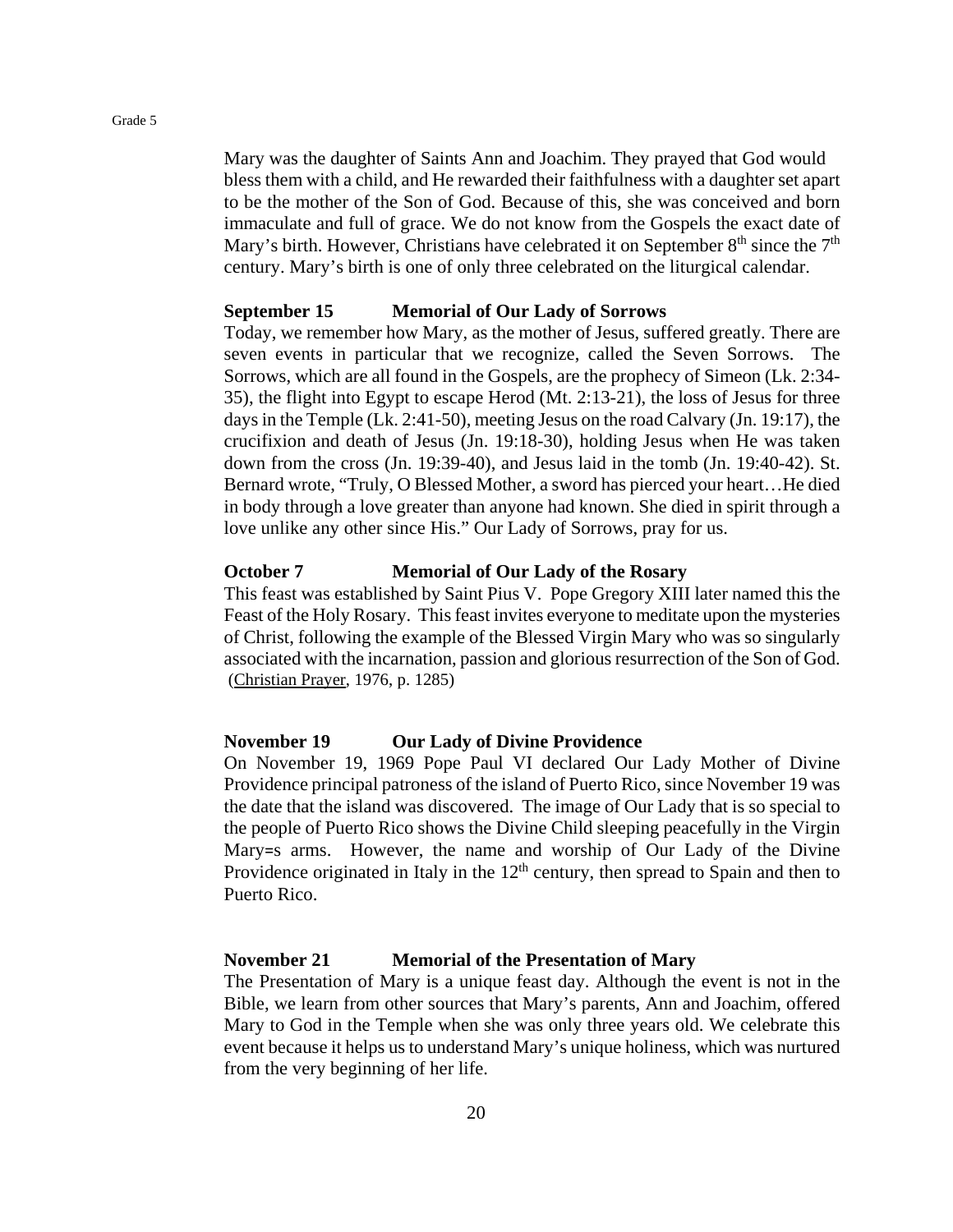Mary was the daughter of Saints Ann and Joachim. They prayed that God would bless them with a child, and He rewarded their faithfulness with a daughter set apart to be the mother of the Son of God. Because of this, she was conceived and born immaculate and full of grace. We do not know from the Gospels the exact date of Mary's birth. However, Christians have celebrated it on September 8th since the 7th century. Mary's birth is one of only three celebrated on the liturgical calendar.

**September 15 Memorial of Our Lady of Sorrows**

Today, we remember how Mary, as the mother of Jesus, suffered greatly. There are seven events in particular that we recognize, called the Seven Sorrows. The Sorrows, which are all found in the Gospels, are the prophecy of Simeon (Lk. 2:34-35), the flight into Egypt to escape Herod (Mt. 2:13-21), the loss of Jesus for three days in the Temple (Lk. 2:41-50), meeting Jesus on the road Calvary (Jn. 19:17), the crucifixion and death of Jesus (Jn. 19:18-30), holding Jesus when He was taken down from the cross (Jn. 19:39-40), and Jesus laid in the tomb (Jn. 19:40-42). St. Bernard wrote, "Truly, O Blessed Mother, a sword has pierced your heart…He died in body through a love greater than anyone had known. She died in spirit through a love unlike any other since His." Our Lady of Sorrows, pray for us.

**October 7 Memorial of Our Lady of the Rosary**

This feast was established by Saint Pius V. Pope Gregory XIII later named this the Feast of the Holy Rosary. This feast invites everyone to meditate upon the mysteries of Christ, following the example of the Blessed Virgin Mary who was so singularly associated with the incarnation, passion and glorious resurrection of the Son of God. (Christian Prayer, 1976, p. 1285)

**November 19 Our Lady of Divine Providence**

On November 19, 1969 Pope Paul VI declared Our Lady Mother of Divine Providence principal patroness of the island of Puerto Rico, since November 19 was the date that the island was discovered. The image of Our Lady that is so special to the people of Puerto Rico shows the Divine Child sleeping peacefully in the Virgin Mary=s arms. However, the name and worship of Our Lady of the Divine Providence originated in Italy in the 12th century, then spread to Spain and then to Puerto Rico.

**November 21 Memorial of the Presentation of Mary**

The Presentation of Mary is a unique feast day. Although the event is not in the Bible, we learn from other sources that Mary's parents, Ann and Joachim, offered Mary to God in the Temple when she was only three years old. We celebrate this event because it helps us to understand Mary's unique holiness, which was nurtured from the very beginning of her life.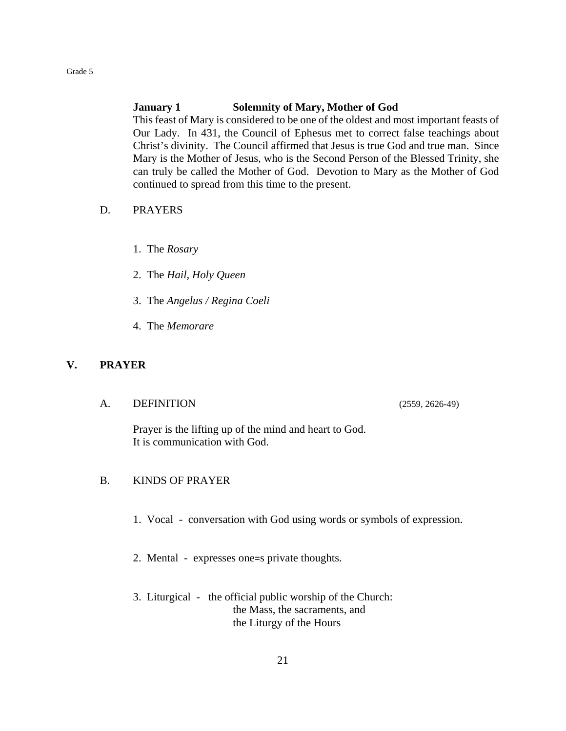**January 1 Solemnity of Mary, Mother of God**

This feast of Mary is considered to be one of the oldest and most important feasts of Our Lady. In 431, the Council of Ephesus met to correct false teachings about Christ's divinity. The Council affirmed that Jesus is true God and true man. Since Mary is the Mother of Jesus, who is the Second Person of the Blessed Trinity, she can truly be called the Mother of God. Devotion to Mary as the Mother of God continued to spread from this time to the present.

### D. PRAYERS

1. The *Rosary*
2. The *Hail, Holy Queen*
3. The *Angelus / Regina Coeli*
4. The *Memorare*

## V. PRAYER

### A. DEFINITION (2559, 2626-49)

Prayer is the lifting up of the mind and heart to God.
It is communication with God.

### B. KINDS OF PRAYER

1. Vocal - conversation with God using words or symbols of expression.
2. Mental - expresses one=s private thoughts.
3. Liturgical - the official public worship of the Church:
   the Mass, the sacraments, and
   the Liturgy of the Hours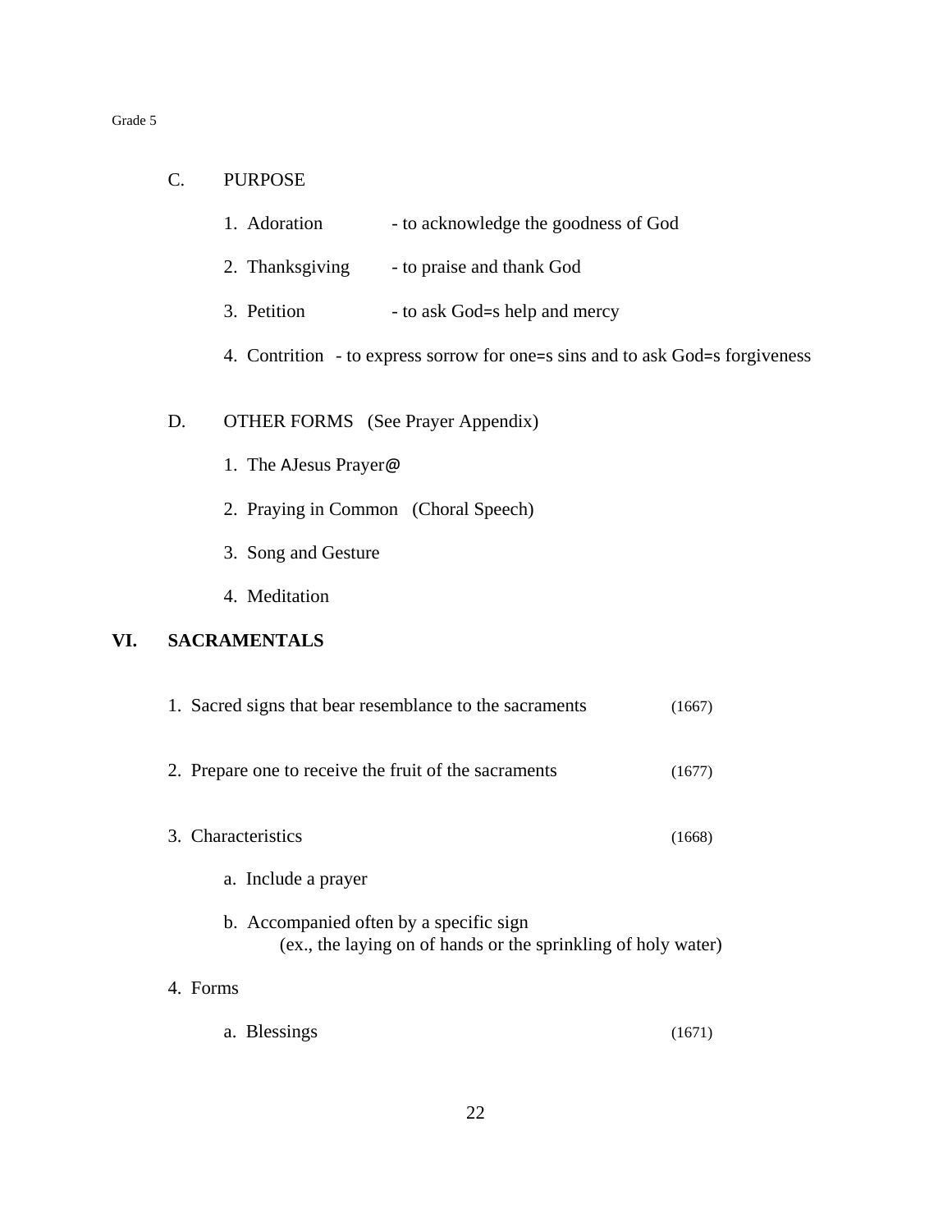C. PURPOSE

1. Adoration - to acknowledge the goodness of God

2. Thanksgiving - to praise and thank God

3. Petition - to ask God=s help and mercy

4. Contrition - to express sorrow for one=s sins and to ask God=s forgiveness

D. OTHER FORMS (See Prayer Appendix)

1. The AJesus Prayer@

2. Praying in Common (Choral Speech)

3. Song and Gesture

4. Meditation

## VI. SACRAMENTALS

1. Sacred signs that bear resemblance to the sacraments (1667)

2. Prepare one to receive the fruit of the sacraments (1677)

3. Characteristics (1668)

   a. Include a prayer

   b. Accompanied often by a specific sign
      (ex., the laying on of hands or the sprinkling of holy water)

4. Forms

   a. Blessings (1671)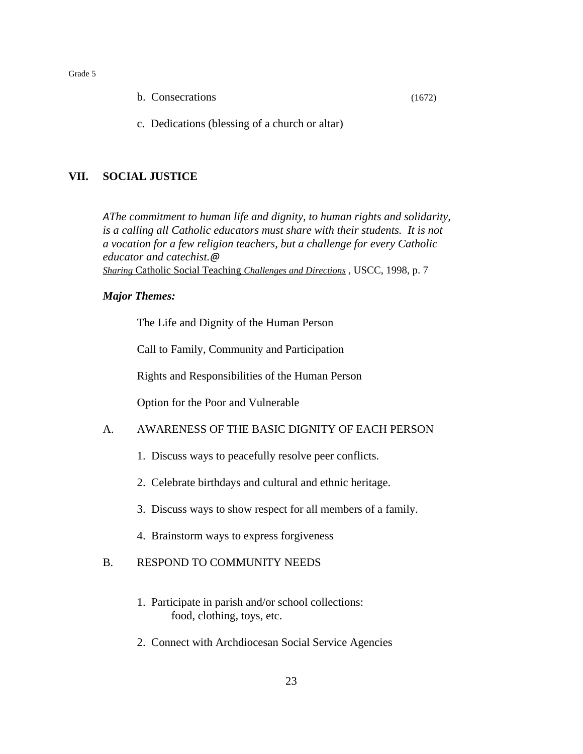b. Consecrations (1672)

c. Dedications (blessing of a church or altar)

## VII. SOCIAL JUSTICE

*AThe commitment to human life and dignity, to human rights and solidarity, is a calling all Catholic educators must share with their students. It is not a vocation for a few religion teachers, but a challenge for every Catholic educator and catechist.@*
*Sharing* Catholic Social Teaching *Challenges and Directions* , USCC, 1998, p. 7

***Major Themes:***

The Life and Dignity of the Human Person

Call to Family, Community and Participation

Rights and Responsibilities of the Human Person

Option for the Poor and Vulnerable

A. AWARENESS OF THE BASIC DIGNITY OF EACH PERSON

1. Discuss ways to peacefully resolve peer conflicts.
2. Celebrate birthdays and cultural and ethnic heritage.
3. Discuss ways to show respect for all members of a family.
4. Brainstorm ways to express forgiveness

B. RESPOND TO COMMUNITY NEEDS

1. Participate in parish and/or school collections:
   food, clothing, toys, etc.
2. Connect with Archdiocesan Social Service Agencies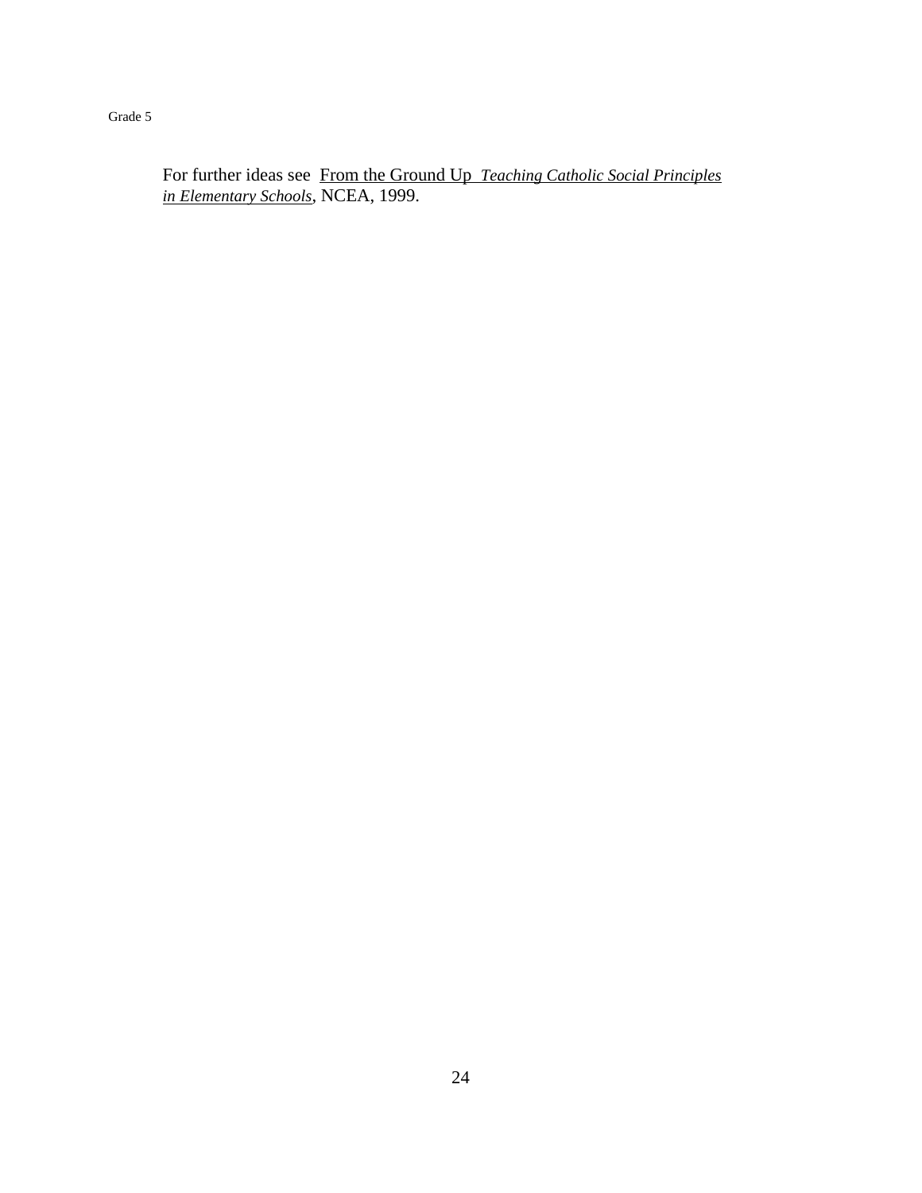For further ideas see <u>From the Ground Up</u> <u>*Teaching Catholic Social Principles in Elementary Schools*</u>, NCEA, 1999.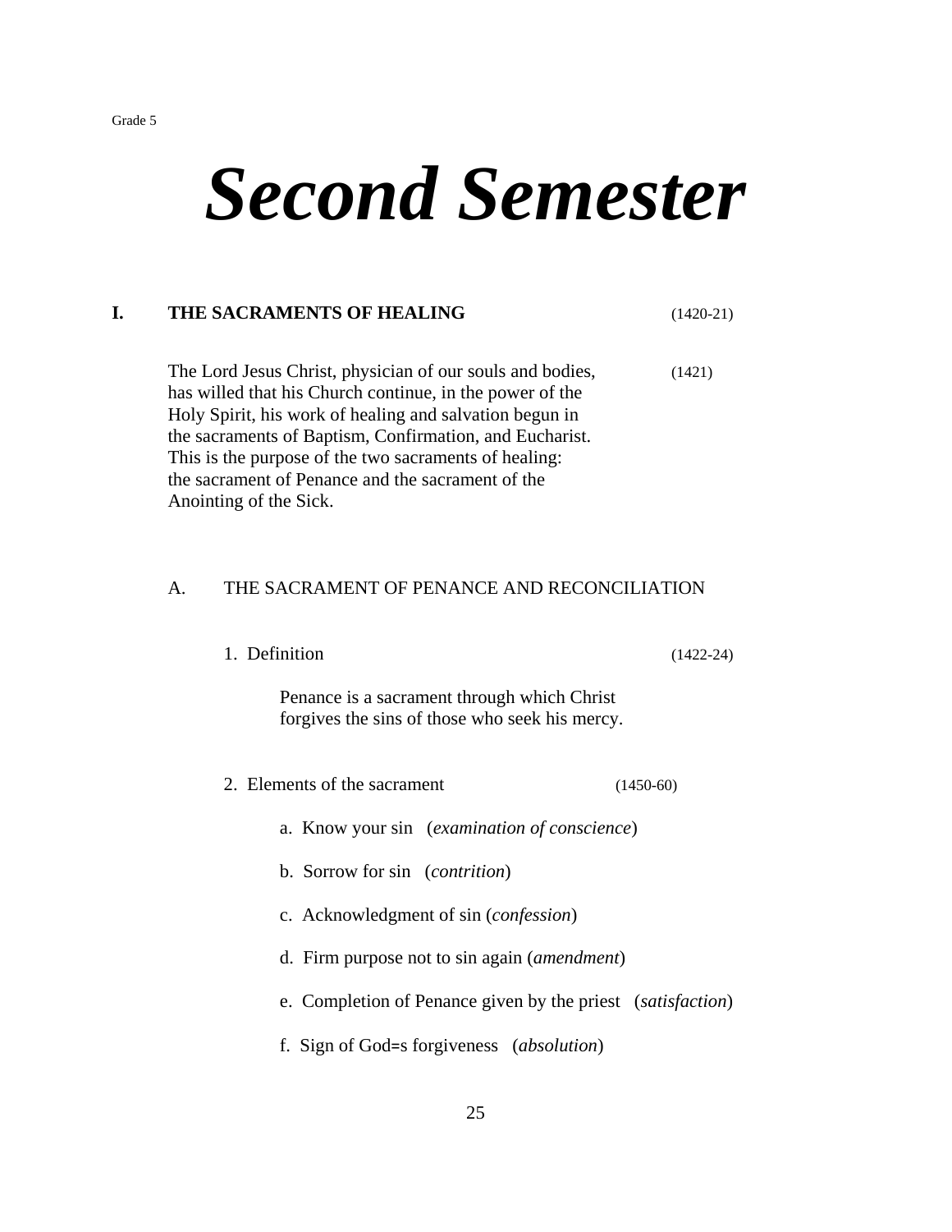Grade 5

# *Second Semester*

## I. THE SACRAMENTS OF HEALING (1420-21)

The Lord Jesus Christ, physician of our souls and bodies, has willed that his Church continue, in the power of the Holy Spirit, his work of healing and salvation begun in the sacraments of Baptism, Confirmation, and Eucharist. This is the purpose of the two sacraments of healing: the sacrament of Penance and the sacrament of the Anointing of the Sick. (1421)

### A. THE SACRAMENT OF PENANCE AND RECONCILIATION

#### 1. Definition (1422-24)

Penance is a sacrament through which Christ forgives the sins of those who seek his mercy.

#### 2. Elements of the sacrament (1450-60)

a. Know your sin (*examination of conscience*)

b. Sorrow for sin (*contrition*)

c. Acknowledgment of sin (*confession*)

d. Firm purpose not to sin again (*amendment*)

e. Completion of Penance given by the priest (*satisfaction*)

f. Sign of God=s forgiveness (*absolution*)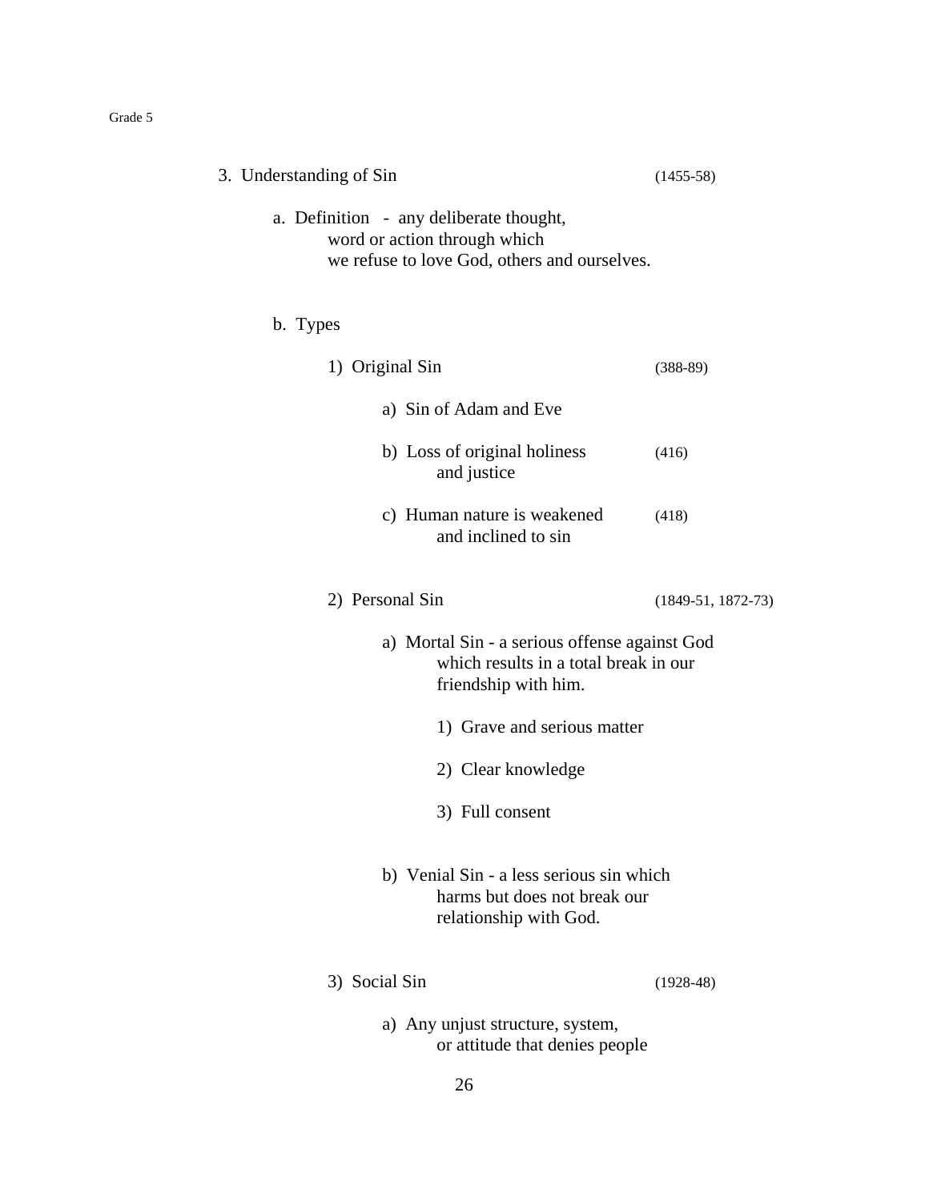3. Understanding of Sin (1455-58)

   a. Definition - any deliberate thought, word or action through which we refuse to love God, others and ourselves.

   b. Types

      1) Original Sin (388-89)

         a) Sin of Adam and Eve

         b) Loss of original holiness and justice (416)

         c) Human nature is weakened and inclined to sin (418)

      2) Personal Sin (1849-51, 1872-73)

         a) Mortal Sin - a serious offense against God which results in a total break in our friendship with him.

            1) Grave and serious matter

            2) Clear knowledge

            3) Full consent

         b) Venial Sin - a less serious sin which harms but does not break our relationship with God.

      3) Social Sin (1928-48)

         a) Any unjust structure, system, or attitude that denies people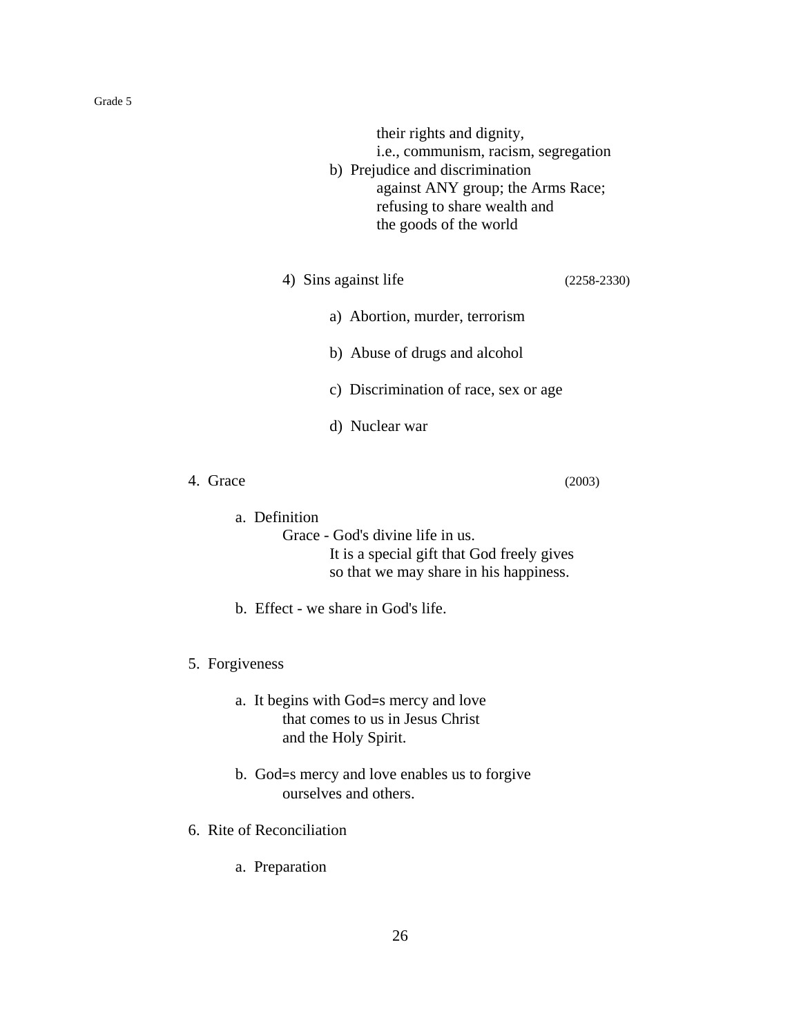their rights and dignity,
i.e., communism, racism, segregation

b) Prejudice and discrimination
against ANY group; the Arms Race;
refusing to share wealth and
the goods of the world

4) Sins against life (2258-2330)

a) Abortion, murder, terrorism

b) Abuse of drugs and alcohol

c) Discrimination of race, sex or age

d) Nuclear war

4. Grace (2003)

a. Definition
Grace - God's divine life in us.
It is a special gift that God freely gives
so that we may share in his happiness.

b. Effect - we share in God's life.

5. Forgiveness

a. It begins with God=s mercy and love
that comes to us in Jesus Christ
and the Holy Spirit.

b. God=s mercy and love enables us to forgive
ourselves and others.

6. Rite of Reconciliation

a. Preparation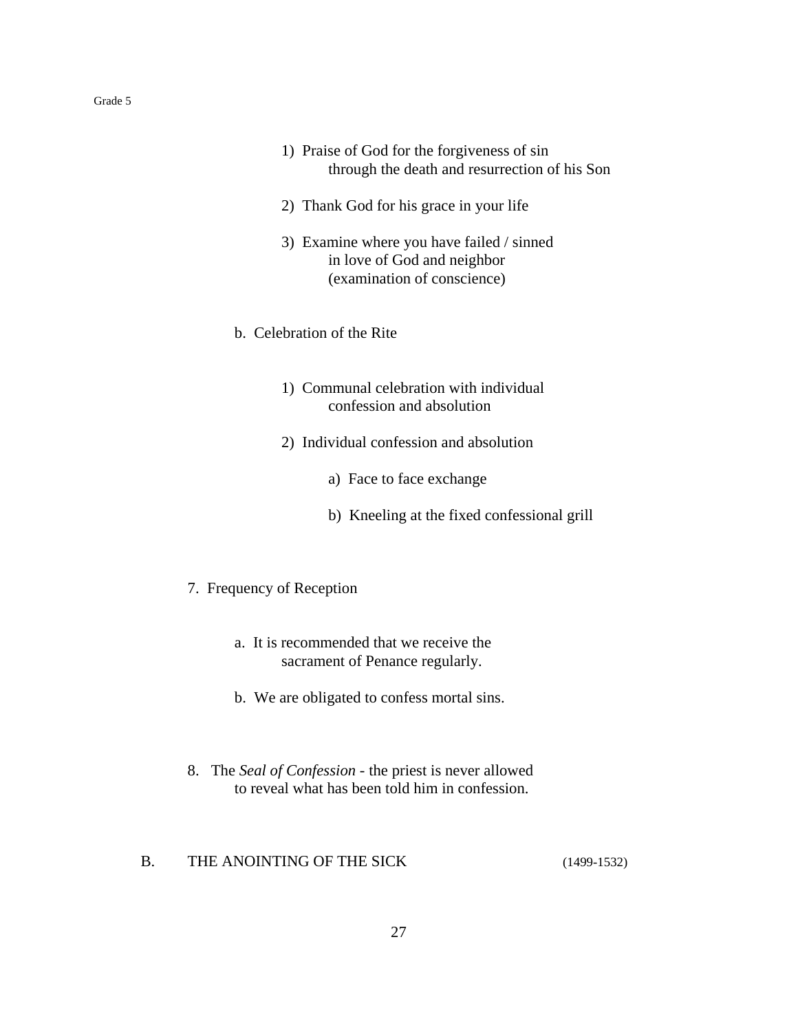1) Praise of God for the forgiveness of sin through the death and resurrection of his Son

2) Thank God for his grace in your life

3) Examine where you have failed / sinned in love of God and neighbor (examination of conscience)

b. Celebration of the Rite

1) Communal celebration with individual confession and absolution

2) Individual confession and absolution

a) Face to face exchange

b) Kneeling at the fixed confessional grill

7. Frequency of Reception

a. It is recommended that we receive the sacrament of Penance regularly.

b. We are obligated to confess mortal sins.

8. The *Seal of Confession* - the priest is never allowed to reveal what has been told him in confession.

## B. THE ANOINTING OF THE SICK (1499-1532)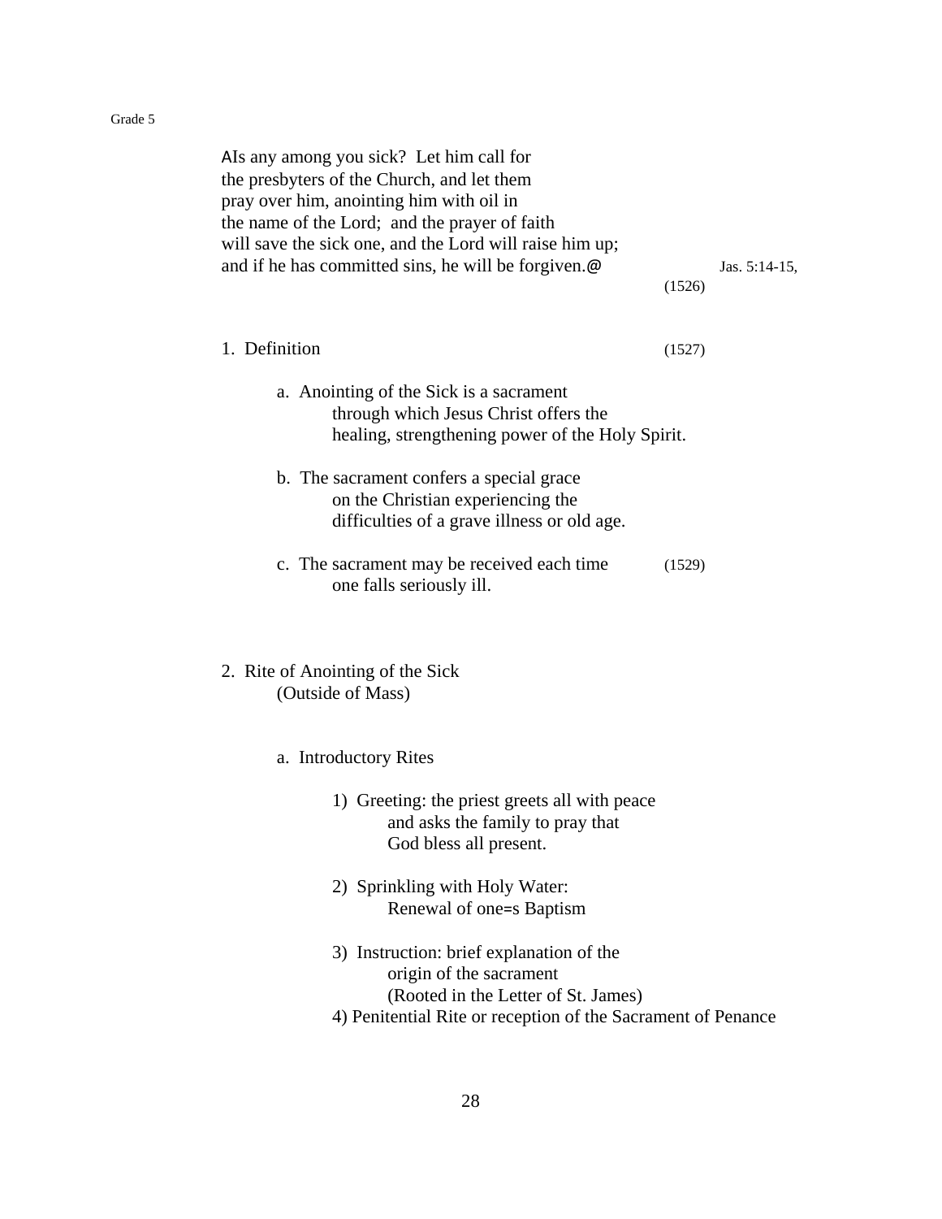AIs any among you sick? Let him call for
the presbyters of the Church, and let them
pray over him, anointing him with oil in
the name of the Lord; and the prayer of faith
will save the sick one, and the Lord will raise him up;
and if he has committed sins, he will be forgiven.@ Jas. 5:14-15, (1526)

1. Definition (1527)

   a. Anointing of the Sick is a sacrament through which Jesus Christ offers the healing, strengthening power of the Holy Spirit.

   b. The sacrament confers a special grace on the Christian experiencing the difficulties of a grave illness or old age.

   c. The sacrament may be received each time one falls seriously ill. (1529)

2. Rite of Anointing of the Sick (Outside of Mass)

   a. Introductory Rites

      1) Greeting: the priest greets all with peace and asks the family to pray that God bless all present.

      2) Sprinkling with Holy Water: Renewal of one=s Baptism

      3) Instruction: brief explanation of the origin of the sacrament (Rooted in the Letter of St. James)

      4) Penitential Rite or reception of the Sacrament of Penance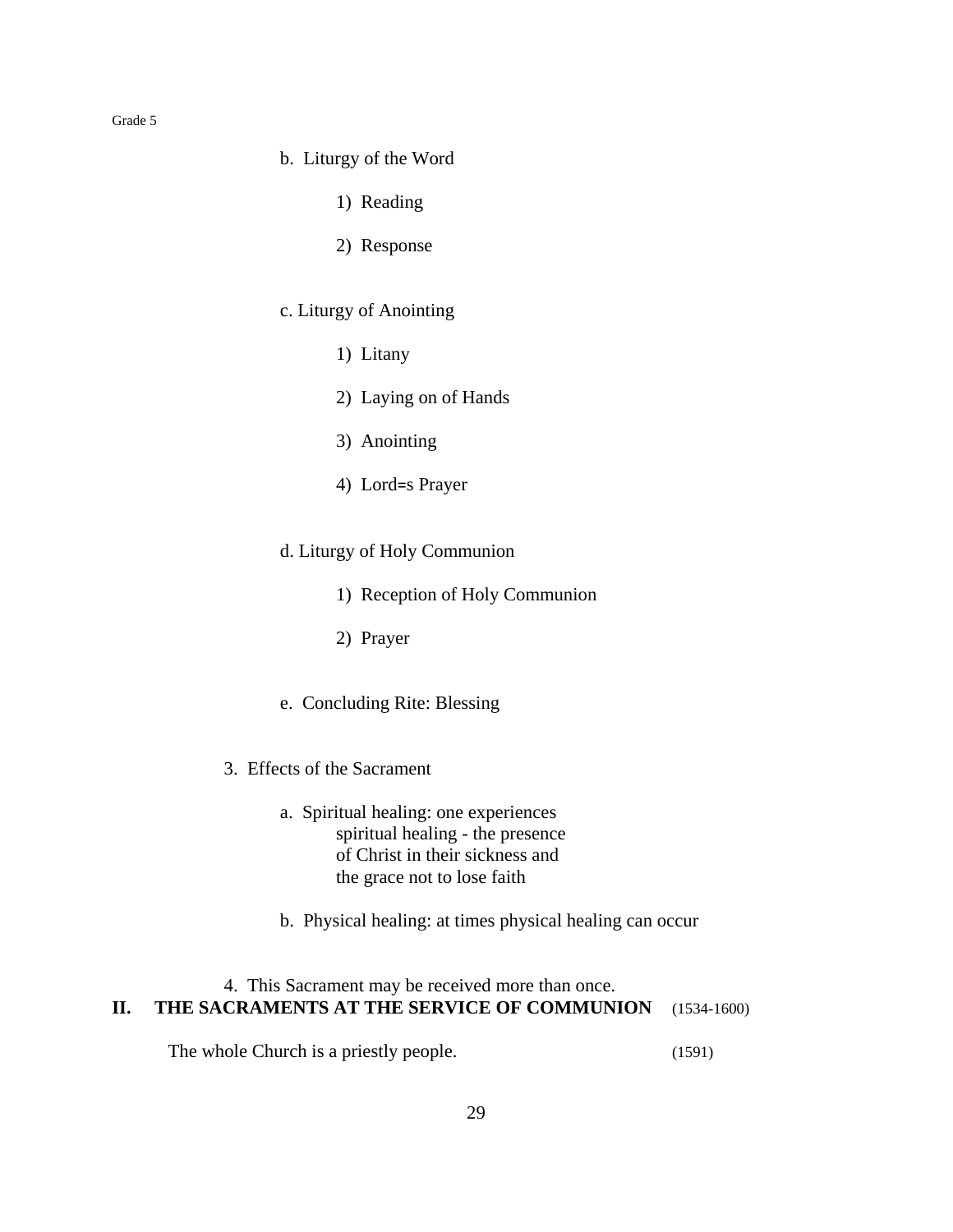b. Liturgy of the Word

1) Reading

2) Response

c. Liturgy of Anointing

1) Litany

2) Laying on of Hands

3) Anointing

4) Lord=s Prayer

d. Liturgy of Holy Communion

1) Reception of Holy Communion

2) Prayer

e. Concluding Rite: Blessing

3. Effects of the Sacrament

a. Spiritual healing: one experiences spiritual healing - the presence of Christ in their sickness and the grace not to lose faith

b. Physical healing: at times physical healing can occur

4. This Sacrament may be received more than once.

## II. THE SACRAMENTS AT THE SERVICE OF COMMUNION (1534-1600)

The whole Church is a priestly people. (1591)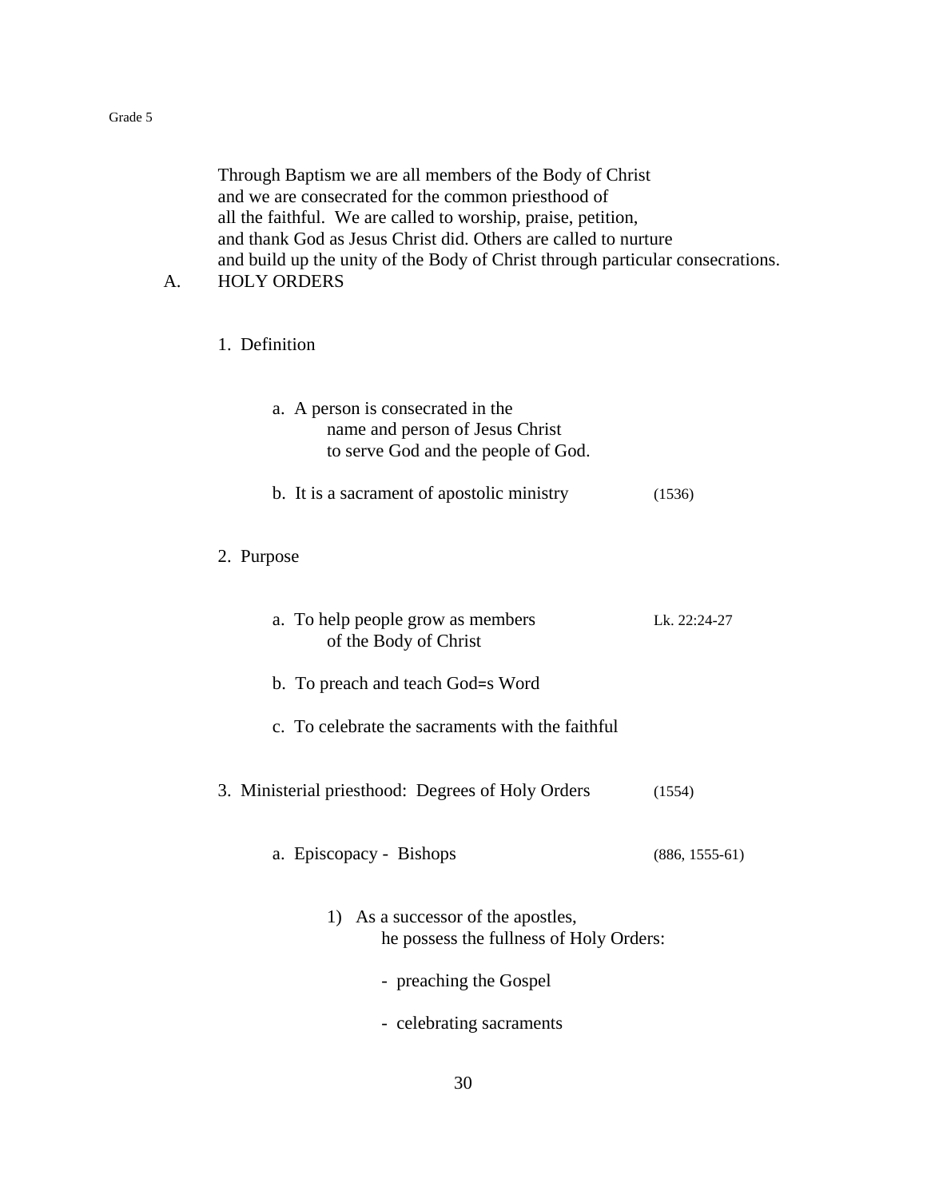Through Baptism we are all members of the Body of Christ and we are consecrated for the common priesthood of all the faithful. We are called to worship, praise, petition, and thank God as Jesus Christ did. Others are called to nurture and build up the unity of the Body of Christ through particular consecrations.

A. HOLY ORDERS

1. Definition

   a. A person is consecrated in the name and person of Jesus Christ to serve God and the people of God.

   b. It is a sacrament of apostolic ministry (1536)

2. Purpose

   a. To help people grow as members of the Body of Christ — Lk. 22:24-27

   b. To preach and teach God=s Word

   c. To celebrate the sacraments with the faithful

3. Ministerial priesthood: Degrees of Holy Orders (1554)

   a. Episcopacy - Bishops (886, 1555-61)

      1) As a successor of the apostles, he possess the fullness of Holy Orders:

         - preaching the Gospel

         - celebrating sacraments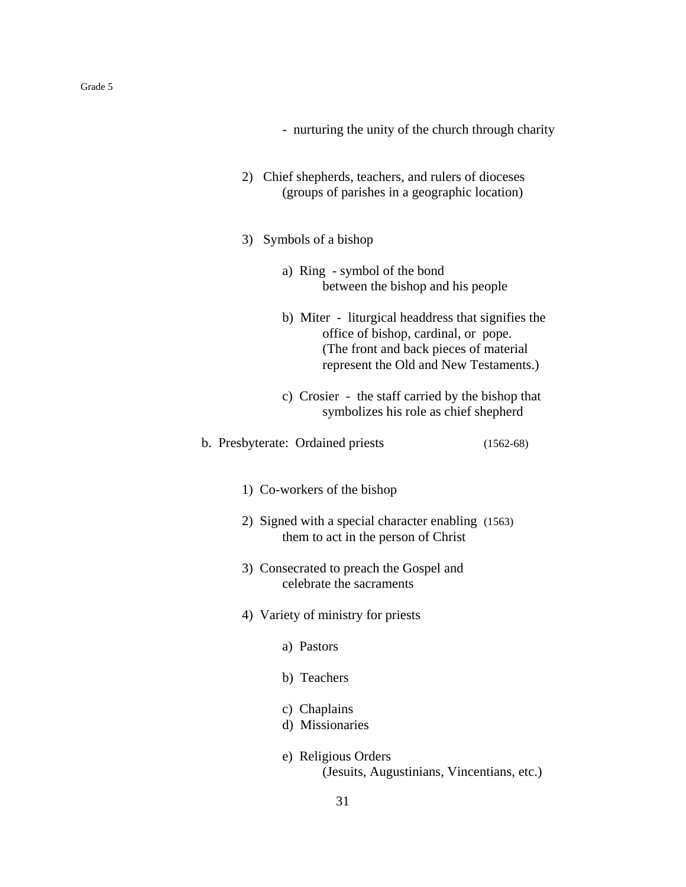- nurturing the unity of the church through charity

2) Chief shepherds, teachers, and rulers of dioceses
   (groups of parishes in a geographic location)

3) Symbols of a bishop

   a) Ring - symbol of the bond
      between the bishop and his people

   b) Miter - liturgical headdress that signifies the
      office of bishop, cardinal, or pope.
      (The front and back pieces of material
      represent the Old and New Testaments.)

   c) Crosier - the staff carried by the bishop that
      symbolizes his role as chief shepherd

b. Presbyterate: Ordained priests (1562-68)

1) Co-workers of the bishop

2) Signed with a special character enabling (1563)
   them to act in the person of Christ

3) Consecrated to preach the Gospel and
   celebrate the sacraments

4) Variety of ministry for priests

   a) Pastors

   b) Teachers

   c) Chaplains

   d) Missionaries

   e) Religious Orders
      (Jesuits, Augustinians, Vincentians, etc.)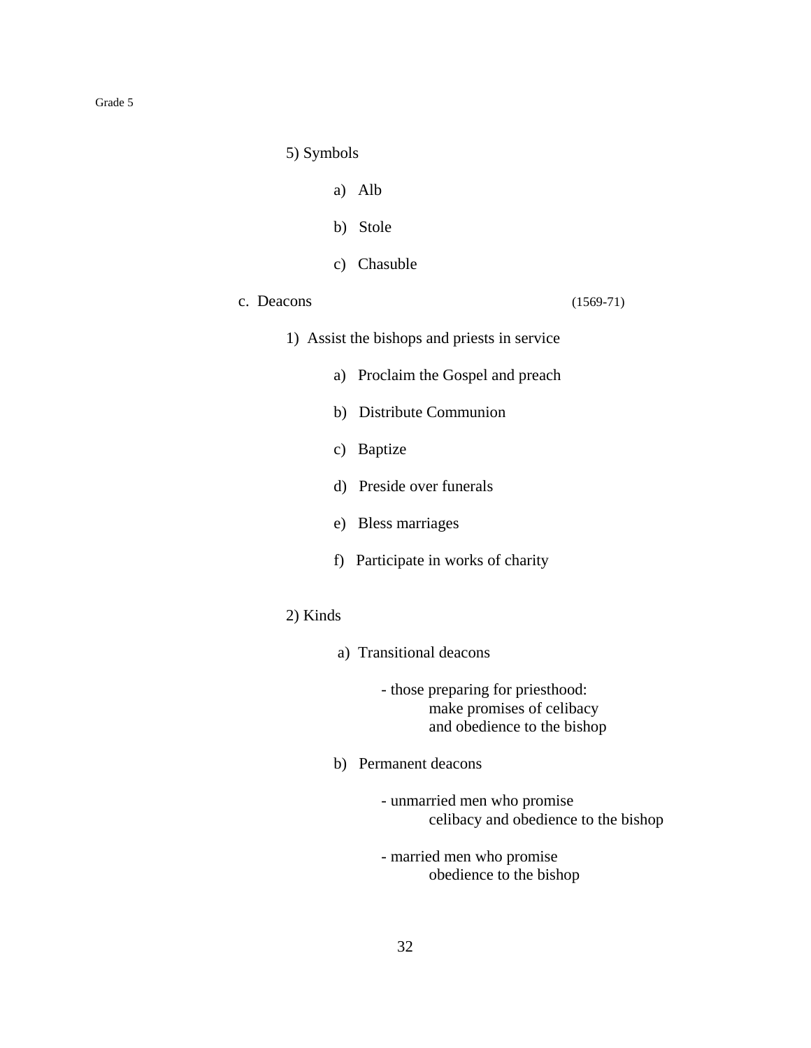5) Symbols

   a) Alb

   b) Stole

   c) Chasuble

c. Deacons (1569-71)

   1) Assist the bishops and priests in service

      a) Proclaim the Gospel and preach

      b) Distribute Communion

      c) Baptize

      d) Preside over funerals

      e) Bless marriages

      f) Participate in works of charity

   2) Kinds

      a) Transitional deacons

         - those preparing for priesthood: make promises of celibacy and obedience to the bishop

      b) Permanent deacons

         - unmarried men who promise celibacy and obedience to the bishop

         - married men who promise obedience to the bishop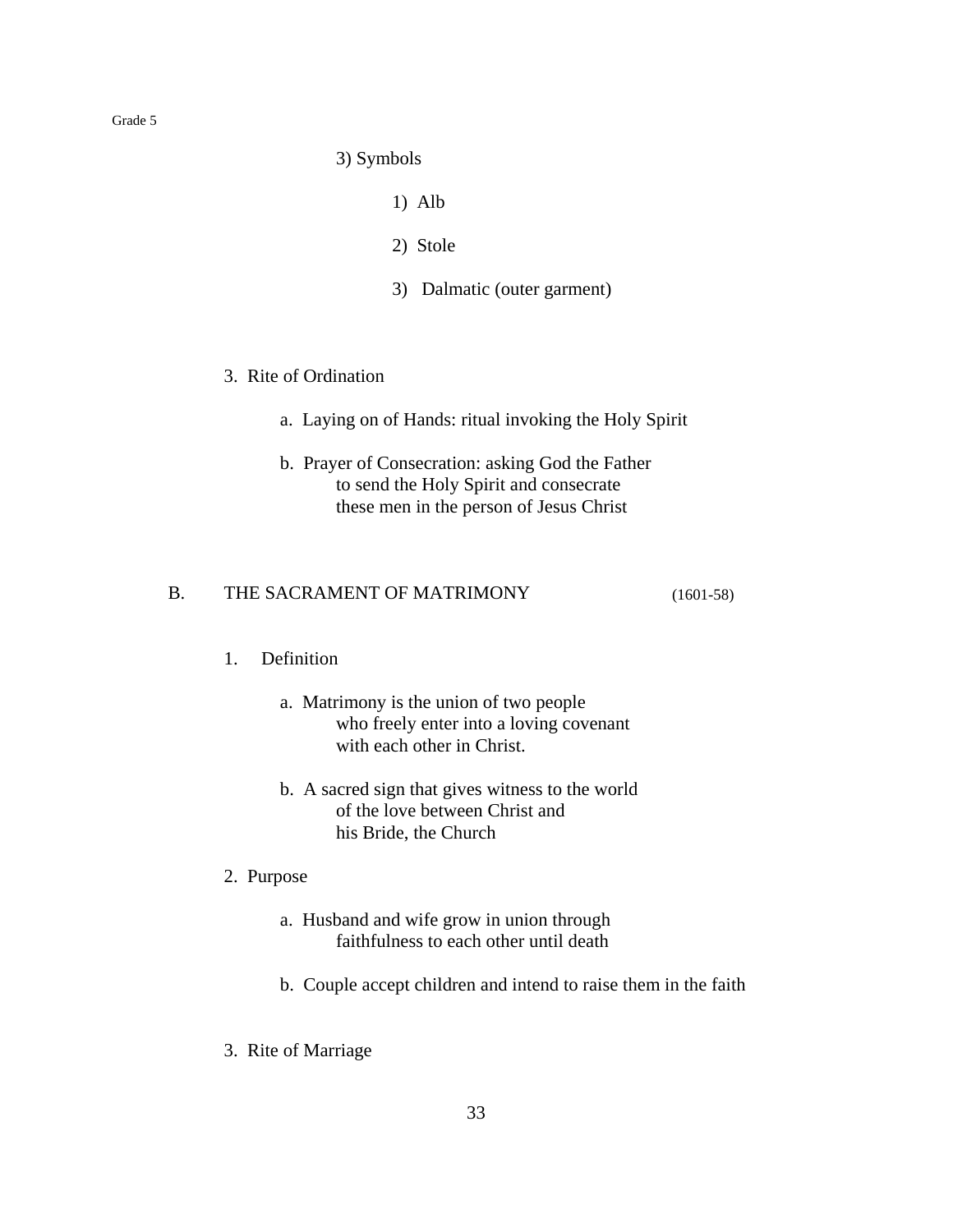3) Symbols

    1) Alb

    2) Stole

    3) Dalmatic (outer garment)

3. Rite of Ordination

    a. Laying on of Hands: ritual invoking the Holy Spirit

    b. Prayer of Consecration: asking God the Father to send the Holy Spirit and consecrate these men in the person of Jesus Christ

## B. THE SACRAMENT OF MATRIMONY (1601-58)

1. Definition

    a. Matrimony is the union of two people who freely enter into a loving covenant with each other in Christ.

    b. A sacred sign that gives witness to the world of the love between Christ and his Bride, the Church

2. Purpose

    a. Husband and wife grow in union through faithfulness to each other until death

    b. Couple accept children and intend to raise them in the faith

3. Rite of Marriage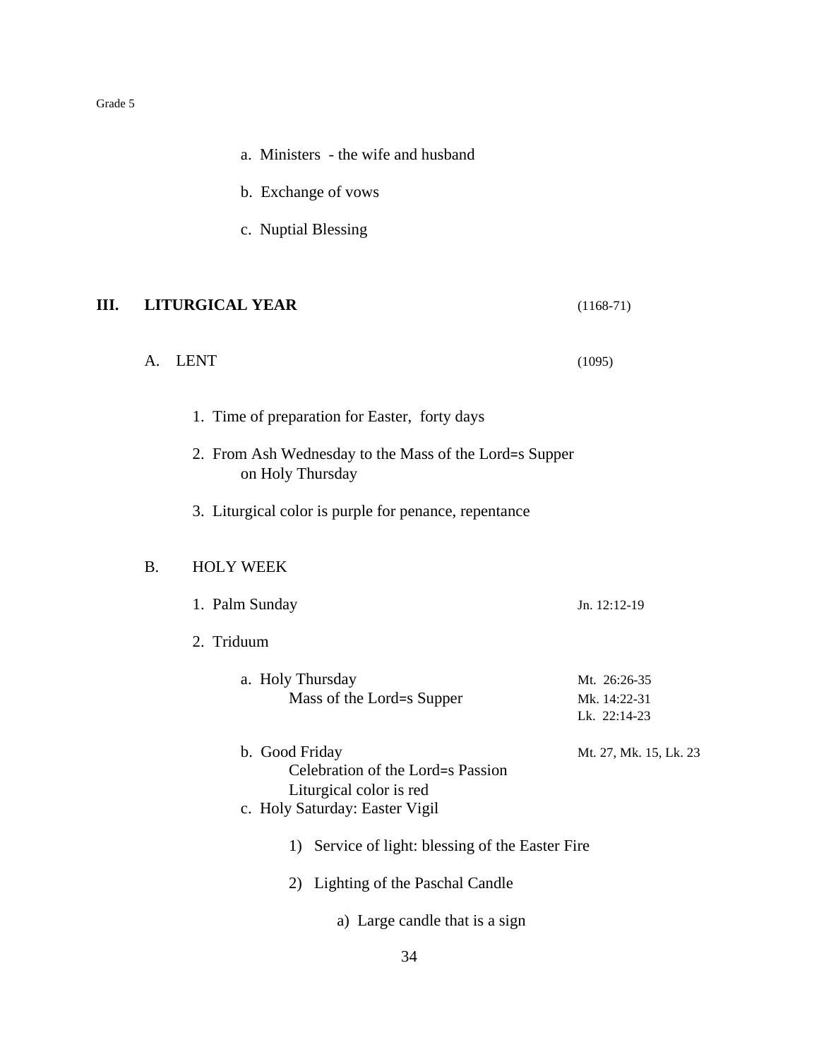a. Ministers - the wife and husband

b. Exchange of vows

c. Nuptial Blessing

## III. LITURGICAL YEAR (1168-71)

### A. LENT (1095)

1. Time of preparation for Easter, forty days

2. From Ash Wednesday to the Mass of the Lord=s Supper on Holy Thursday

3. Liturgical color is purple for penance, repentance

### B. HOLY WEEK

1. Palm Sunday — Jn. 12:12-19

2. Triduum

   a. Holy Thursday — Mt. 26:26-35, Mk. 14:22-31, Lk. 22:14-23
      Mass of the Lord=s Supper

   b. Good Friday — Mt. 27, Mk. 15, Lk. 23
      Celebration of the Lord=s Passion
      Liturgical color is red

   c. Holy Saturday: Easter Vigil

      1) Service of light: blessing of the Easter Fire

      2) Lighting of the Paschal Candle

         a) Large candle that is a sign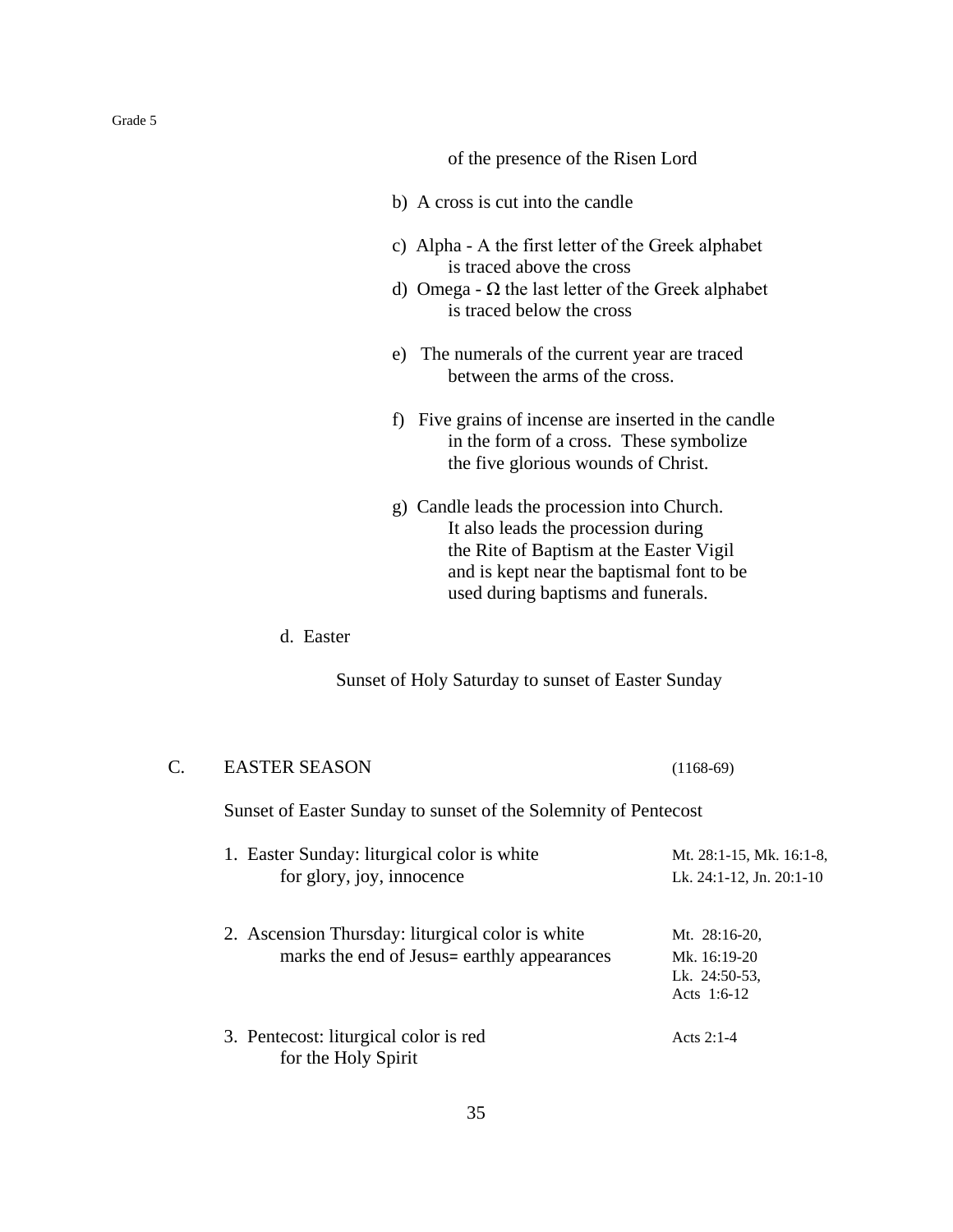of the presence of the Risen Lord

b) A cross is cut into the candle

c) Alpha - A the first letter of the Greek alphabet is traced above the cross

d) Omega - Ω the last letter of the Greek alphabet is traced below the cross

e) The numerals of the current year are traced between the arms of the cross.

f) Five grains of incense are inserted in the candle in the form of a cross. These symbolize the five glorious wounds of Christ.

g) Candle leads the procession into Church. It also leads the procession during the Rite of Baptism at the Easter Vigil and is kept near the baptismal font to be used during baptisms and funerals.

d. Easter

Sunset of Holy Saturday to sunset of Easter Sunday

## C. EASTER SEASON (1168-69)

Sunset of Easter Sunday to sunset of the Solemnity of Pentecost

1. Easter Sunday: liturgical color is white for glory, joy, innocence — Mt. 28:1-15, Mk. 16:1-8, Lk. 24:1-12, Jn. 20:1-10

2. Ascension Thursday: liturgical color is white marks the end of Jesus= earthly appearances — Mt. 28:16-20, Mk. 16:19-20, Lk. 24:50-53, Acts 1:6-12

3. Pentecost: liturgical color is red for the Holy Spirit — Acts 2:1-4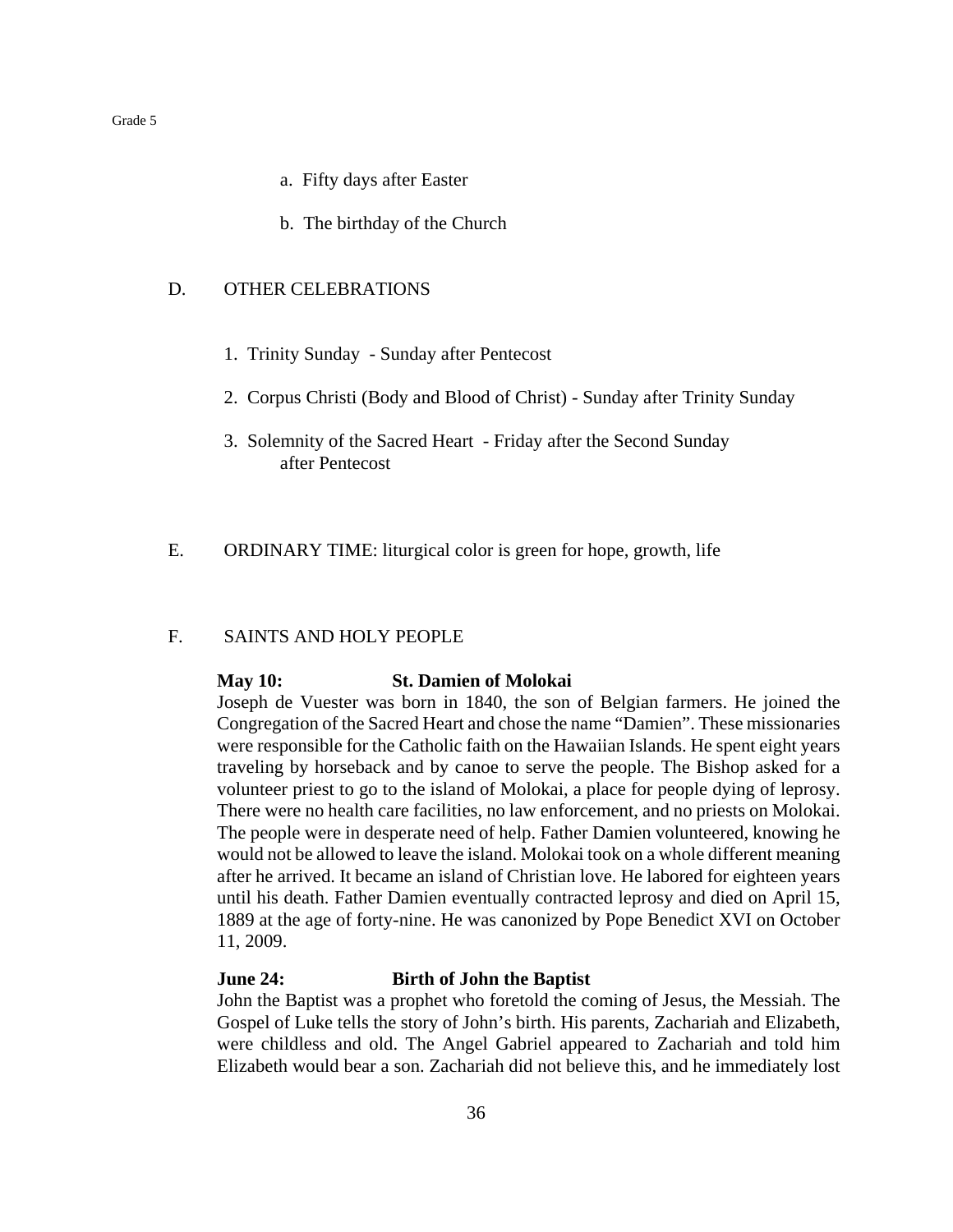a. Fifty days after Easter

b. The birthday of the Church

D. OTHER CELEBRATIONS

1. Trinity Sunday - Sunday after Pentecost

2. Corpus Christi (Body and Blood of Christ) - Sunday after Trinity Sunday

3. Solemnity of the Sacred Heart - Friday after the Second Sunday after Pentecost

E. ORDINARY TIME: liturgical color is green for hope, growth, life

F. SAINTS AND HOLY PEOPLE

**May 10: St. Damien of Molokai**

Joseph de Vuester was born in 1840, the son of Belgian farmers. He joined the Congregation of the Sacred Heart and chose the name "Damien". These missionaries were responsible for the Catholic faith on the Hawaiian Islands. He spent eight years traveling by horseback and by canoe to serve the people. The Bishop asked for a volunteer priest to go to the island of Molokai, a place for people dying of leprosy. There were no health care facilities, no law enforcement, and no priests on Molokai. The people were in desperate need of help. Father Damien volunteered, knowing he would not be allowed to leave the island. Molokai took on a whole different meaning after he arrived. It became an island of Christian love. He labored for eighteen years until his death. Father Damien eventually contracted leprosy and died on April 15, 1889 at the age of forty-nine. He was canonized by Pope Benedict XVI on October 11, 2009.

**June 24: Birth of John the Baptist**

John the Baptist was a prophet who foretold the coming of Jesus, the Messiah. The Gospel of Luke tells the story of John's birth. His parents, Zachariah and Elizabeth, were childless and old. The Angel Gabriel appeared to Zachariah and told him Elizabeth would bear a son. Zachariah did not believe this, and he immediately lost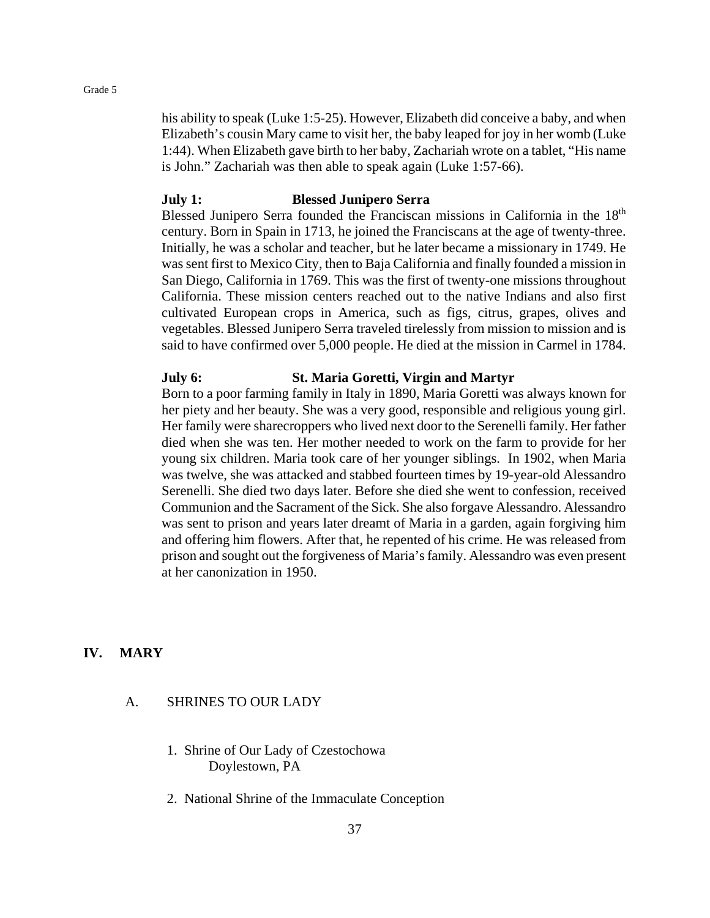his ability to speak (Luke 1:5-25). However, Elizabeth did conceive a baby, and when Elizabeth's cousin Mary came to visit her, the baby leaped for joy in her womb (Luke 1:44). When Elizabeth gave birth to her baby, Zachariah wrote on a tablet, "His name is John." Zachariah was then able to speak again (Luke 1:57-66).

**July 1: Blessed Junipero Serra**

Blessed Junipero Serra founded the Franciscan missions in California in the 18th century. Born in Spain in 1713, he joined the Franciscans at the age of twenty-three. Initially, he was a scholar and teacher, but he later became a missionary in 1749. He was sent first to Mexico City, then to Baja California and finally founded a mission in San Diego, California in 1769. This was the first of twenty-one missions throughout California. These mission centers reached out to the native Indians and also first cultivated European crops in America, such as figs, citrus, grapes, olives and vegetables. Blessed Junipero Serra traveled tirelessly from mission to mission and is said to have confirmed over 5,000 people. He died at the mission in Carmel in 1784.

**July 6: St. Maria Goretti, Virgin and Martyr**

Born to a poor farming family in Italy in 1890, Maria Goretti was always known for her piety and her beauty. She was a very good, responsible and religious young girl. Her family were sharecroppers who lived next door to the Serenelli family. Her father died when she was ten. Her mother needed to work on the farm to provide for her young six children. Maria took care of her younger siblings. In 1902, when Maria was twelve, she was attacked and stabbed fourteen times by 19-year-old Alessandro Serenelli. She died two days later. Before she died she went to confession, received Communion and the Sacrament of the Sick. She also forgave Alessandro. Alessandro was sent to prison and years later dreamt of Maria in a garden, again forgiving him and offering him flowers. After that, he repented of his crime. He was released from prison and sought out the forgiveness of Maria's family. Alessandro was even present at her canonization in 1950.

## IV. MARY

### A. SHRINES TO OUR LADY

1. Shrine of Our Lady of Czestochowa
   Doylestown, PA

2. National Shrine of the Immaculate Conception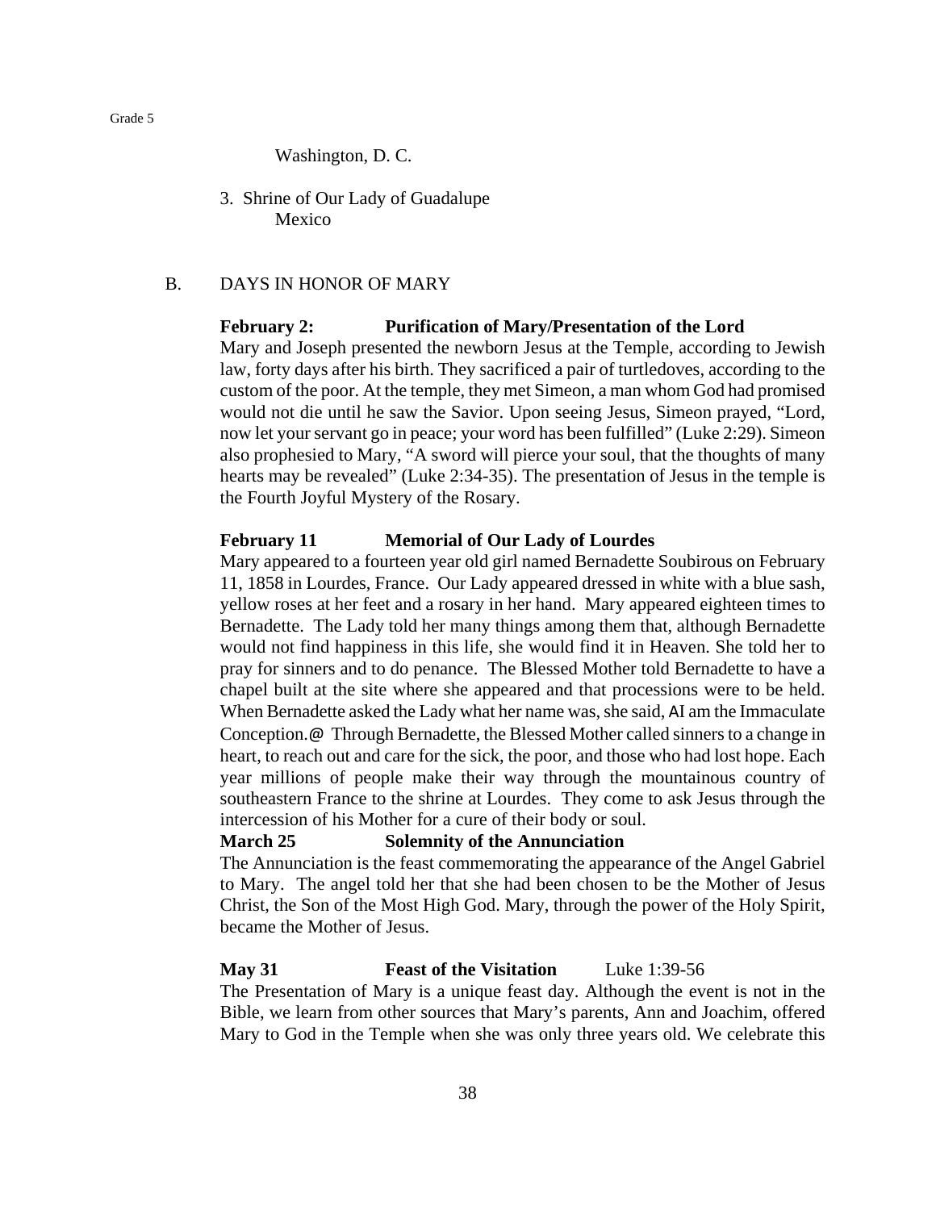Washington, D. C.

3. Shrine of Our Lady of Guadalupe
   Mexico

B. DAYS IN HONOR OF MARY

**February 2: Purification of Mary/Presentation of the Lord**

Mary and Joseph presented the newborn Jesus at the Temple, according to Jewish law, forty days after his birth. They sacrificed a pair of turtledoves, according to the custom of the poor. At the temple, they met Simeon, a man whom God had promised would not die until he saw the Savior. Upon seeing Jesus, Simeon prayed, "Lord, now let your servant go in peace; your word has been fulfilled" (Luke 2:29). Simeon also prophesied to Mary, "A sword will pierce your soul, that the thoughts of many hearts may be revealed" (Luke 2:34-35). The presentation of Jesus in the temple is the Fourth Joyful Mystery of the Rosary.

**February 11 Memorial of Our Lady of Lourdes**

Mary appeared to a fourteen year old girl named Bernadette Soubirous on February 11, 1858 in Lourdes, France. Our Lady appeared dressed in white with a blue sash, yellow roses at her feet and a rosary in her hand. Mary appeared eighteen times to Bernadette. The Lady told her many things among them that, although Bernadette would not find happiness in this life, she would find it in Heaven. She told her to pray for sinners and to do penance. The Blessed Mother told Bernadette to have a chapel built at the site where she appeared and that processions were to be held. When Bernadette asked the Lady what her name was, she said, AI am the Immaculate Conception.@ Through Bernadette, the Blessed Mother called sinners to a change in heart, to reach out and care for the sick, the poor, and those who had lost hope. Each year millions of people make their way through the mountainous country of southeastern France to the shrine at Lourdes. They come to ask Jesus through the intercession of his Mother for a cure of their body or soul.

**March 25 Solemnity of the Annunciation**

The Annunciation is the feast commemorating the appearance of the Angel Gabriel to Mary. The angel told her that she had been chosen to be the Mother of Jesus Christ, the Son of the Most High God. Mary, through the power of the Holy Spirit, became the Mother of Jesus.

**May 31 Feast of the Visitation** Luke 1:39-56

The Presentation of Mary is a unique feast day. Although the event is not in the Bible, we learn from other sources that Mary's parents, Ann and Joachim, offered Mary to God in the Temple when she was only three years old. We celebrate this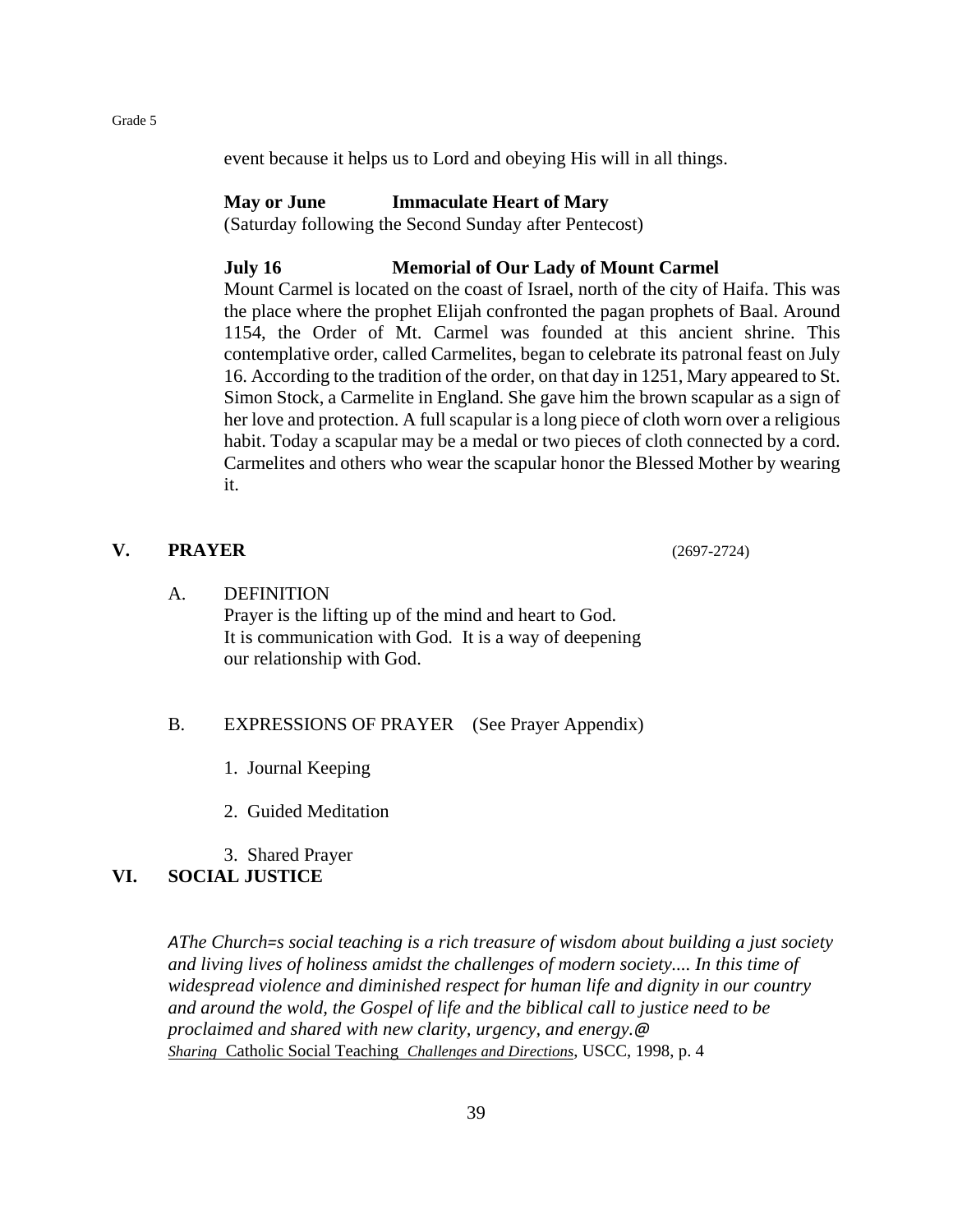event because it helps us to Lord and obeying His will in all things.

**May or June** **Immaculate Heart of Mary**
(Saturday following the Second Sunday after Pentecost)

**July 16** **Memorial of Our Lady of Mount Carmel**
Mount Carmel is located on the coast of Israel, north of the city of Haifa. This was the place where the prophet Elijah confronted the pagan prophets of Baal. Around 1154, the Order of Mt. Carmel was founded at this ancient shrine. This contemplative order, called Carmelites, began to celebrate its patronal feast on July 16. According to the tradition of the order, on that day in 1251, Mary appeared to St. Simon Stock, a Carmelite in England. She gave him the brown scapular as a sign of her love and protection. A full scapular is a long piece of cloth worn over a religious habit. Today a scapular may be a medal or two pieces of cloth connected by a cord. Carmelites and others who wear the scapular honor the Blessed Mother by wearing it.

## V. PRAYER (2697-2724)

A. DEFINITION
Prayer is the lifting up of the mind and heart to God.
It is communication with God. It is a way of deepening our relationship with God.

B. EXPRESSIONS OF PRAYER (See Prayer Appendix)

1. Journal Keeping
2. Guided Meditation
3. Shared Prayer

## VI. SOCIAL JUSTICE

*AThe Church=s social teaching is a rich treasure of wisdom about building a just society and living lives of holiness amidst the challenges of modern society.... In this time of widespread violence and diminished respect for human life and dignity in our country and around the wold, the Gospel of life and the biblical call to justice need to be proclaimed and shared with new clarity, urgency, and energy.@*
*Sharing* Catholic Social Teaching *Challenges and Directions*, USCC, 1998, p. 4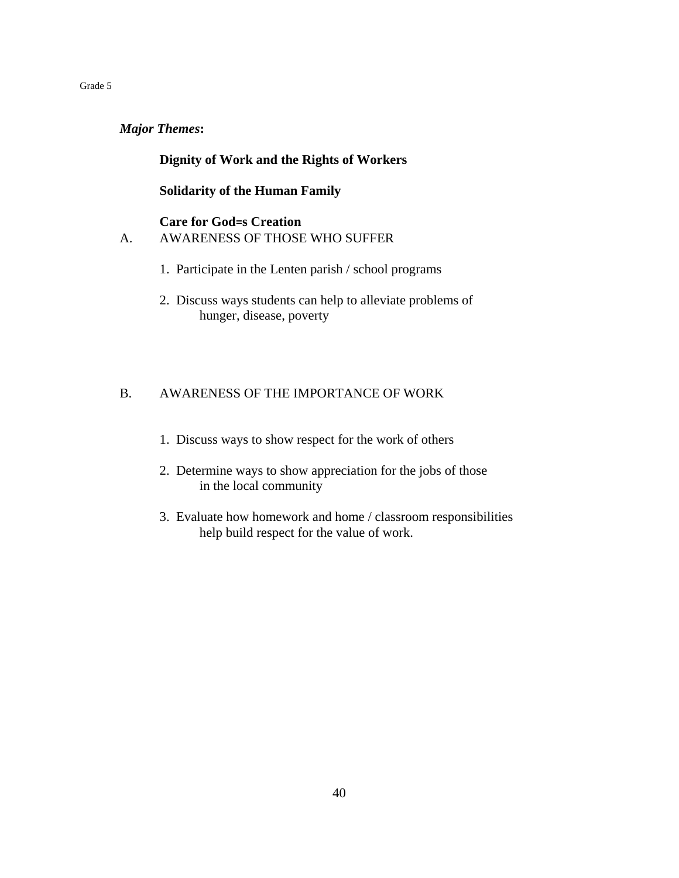***Major Themes*:**

**Dignity of Work and the Rights of Workers**

**Solidarity of the Human Family**

**Care for God=s Creation**

A. AWARENESS OF THOSE WHO SUFFER

1. Participate in the Lenten parish / school programs
2. Discuss ways students can help to alleviate problems of hunger, disease, poverty

B. AWARENESS OF THE IMPORTANCE OF WORK

1. Discuss ways to show respect for the work of others
2. Determine ways to show appreciation for the jobs of those in the local community
3. Evaluate how homework and home / classroom responsibilities help build respect for the value of work.